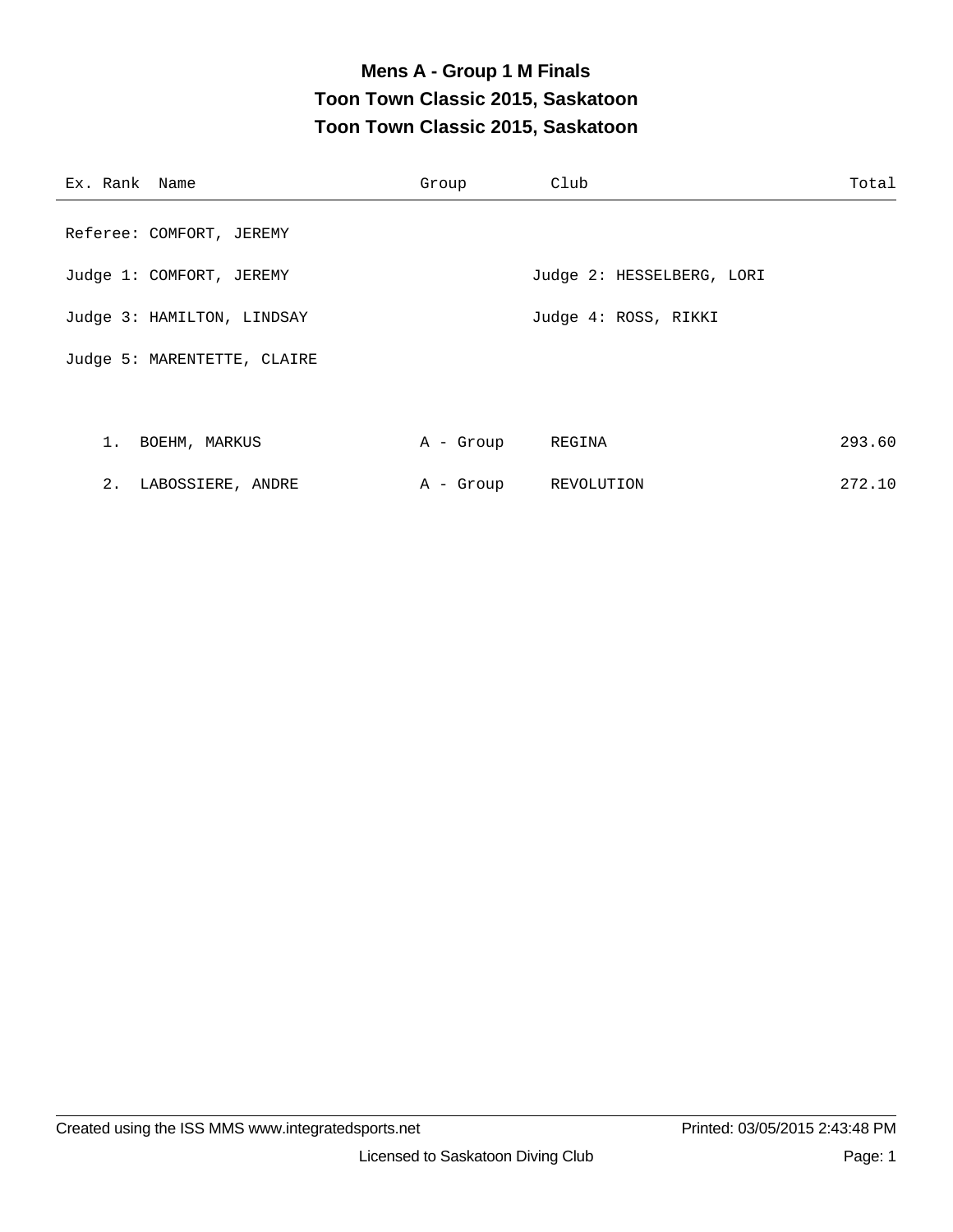# Mens A - Group 1 M Finals

## Toon Town Classic 2015, Saskatoon

## Toon Town Classic 2015, Saskatoon

| Ex. Rank | Name | Group | Club | Total |
|---|---|---|---|---|

Referee: COMFORT, JEREMY

Judge 1: COMFORT, JEREMY

Judge 2: HESSELBERG, LORI

Judge 3: HAMILTON, LINDSAY

Judge 4: ROSS, RIKKI

Judge 5: MARENTETTE, CLAIRE

| Ex. Rank | Name | Group | Club | Total |
|---|---|---|---|---|
| 1. | BOEHM, MARKUS | A - Group | REGINA | 293.60 |
| 2. | LABOSSIERE, ANDRE | A - Group | REVOLUTION | 272.10 |

Created using the ISS MMS www.integratedsports.net

Printed: 03/05/2015 2:43:48 PM

Licensed to Saskatoon Diving Club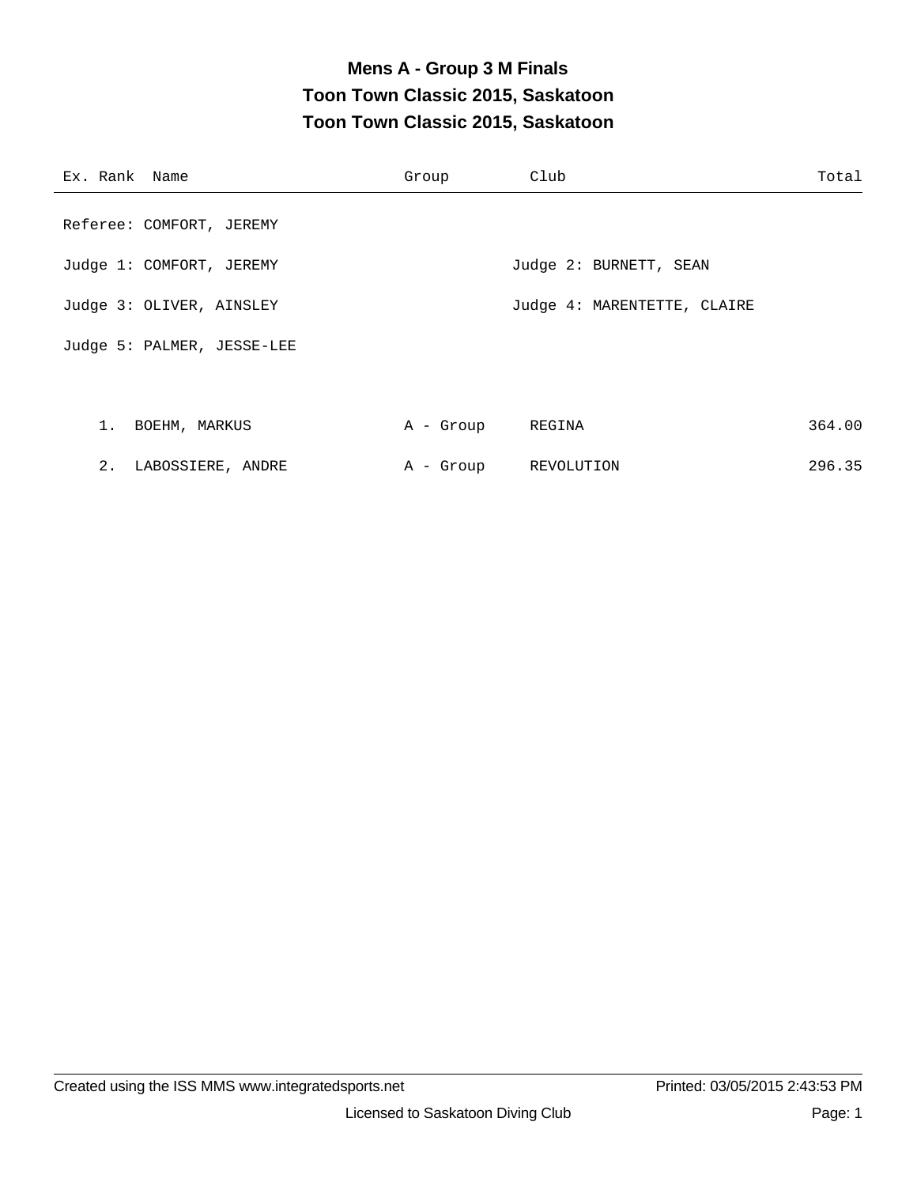# Mens A - Group 3 M Finals
## Toon Town Classic 2015, Saskatoon
## Toon Town Classic 2015, Saskatoon

Referee: COMFORT, JEREMY

Judge 1: COMFORT, JEREMY

Judge 2: BURNETT, SEAN

Judge 3: OLIVER, AINSLEY

Judge 4: MARENTETTE, CLAIRE

Judge 5: PALMER, JESSE-LEE

| Ex. | Rank | Name | Group | Club | Total |
|---|---|---|---|---|---|
| | 1. | BOEHM, MARKUS | A - Group | REGINA | 364.00 |
| | 2. | LABOSSIERE, ANDRE | A - Group | REVOLUTION | 296.35 |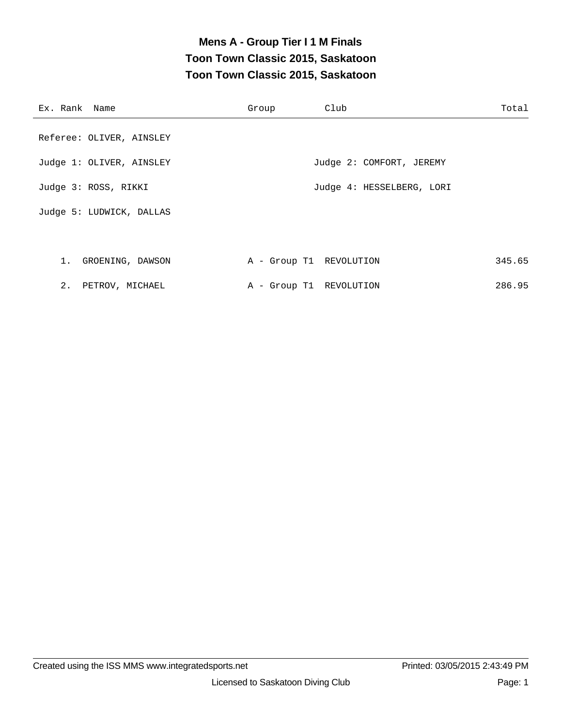# Mens A - Group Tier I 1 M Finals
## Toon Town Classic 2015, Saskatoon
## Toon Town Classic 2015, Saskatoon

| Ex. Rank | Name | Group | Club | Total |
|---|---|---|---|---|

Referee: OLIVER, AINSLEY

Judge 1: OLIVER, AINSLEY

Judge 2: COMFORT, JEREMY

Judge 3: ROSS, RIKKI

Judge 4: HESSELBERG, LORI

Judge 5: LUDWICK, DALLAS

| Ex. Rank | Name | Group | Club | Total |
|---|---|---|---|---|
| 1. | GROENING, DAWSON | A - Group T1 | REVOLUTION | 345.65 |
| 2. | PETROV, MICHAEL | A - Group T1 | REVOLUTION | 286.95 |

Created using the ISS MMS www.integratedsports.net

Printed: 03/05/2015 2:43:49 PM

Licensed to Saskatoon Diving Club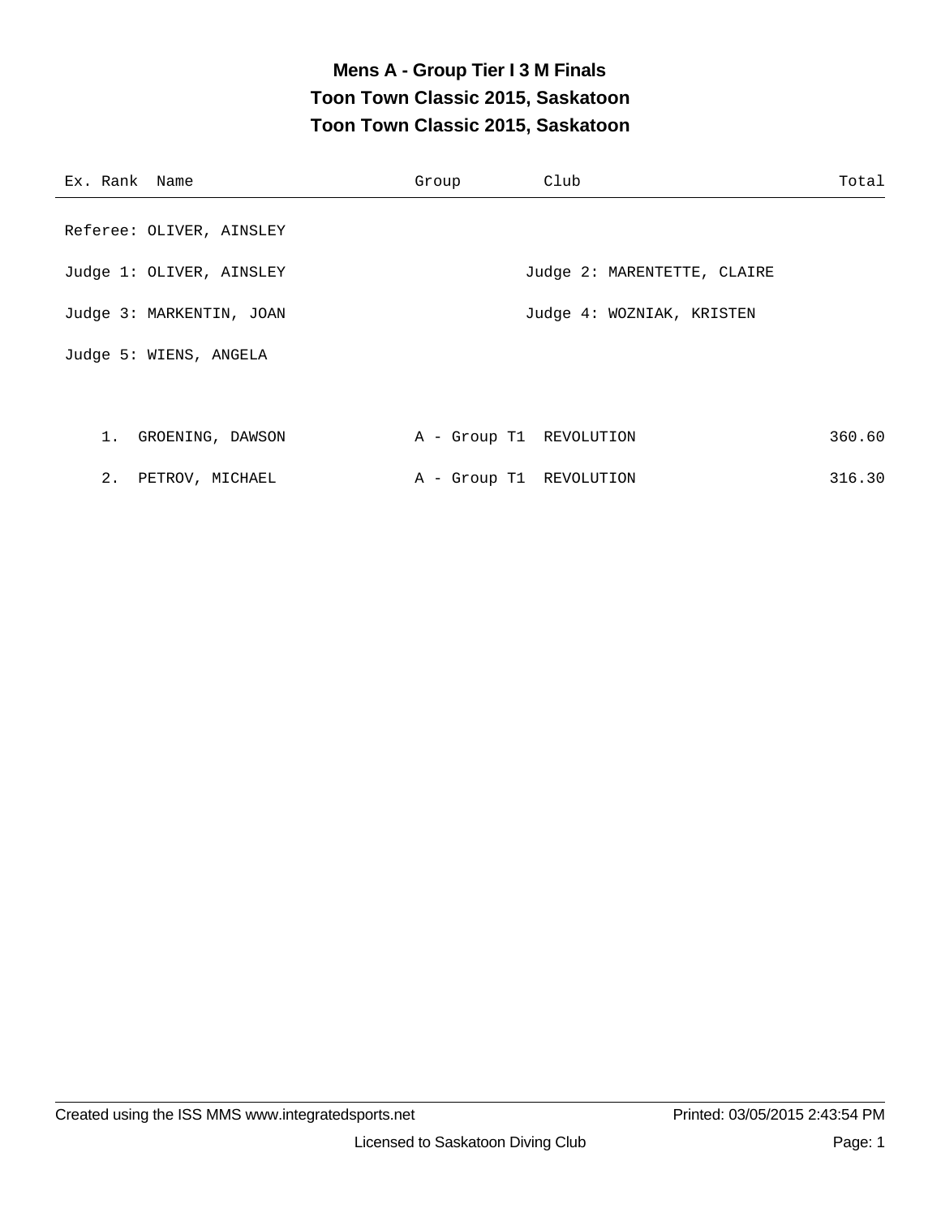# Mens A - Group Tier I 3 M Finals

## Toon Town Classic 2015, Saskatoon

## Toon Town Classic 2015, Saskatoon

Referee: OLIVER, AINSLEY

Judge 1: OLIVER, AINSLEY

Judge 2: MARENTETTE, CLAIRE

Judge 3: MARKENTIN, JOAN

Judge 4: WOZNIAK, KRISTEN

Judge 5: WIENS, ANGELA

| Ex. | Rank | Name | Group | Club | Total |
|---|---|---|---|---|---|
| | 1. | GROENING, DAWSON | A - Group T1 | REVOLUTION | 360.60 |
| | 2. | PETROV, MICHAEL | A - Group T1 | REVOLUTION | 316.30 |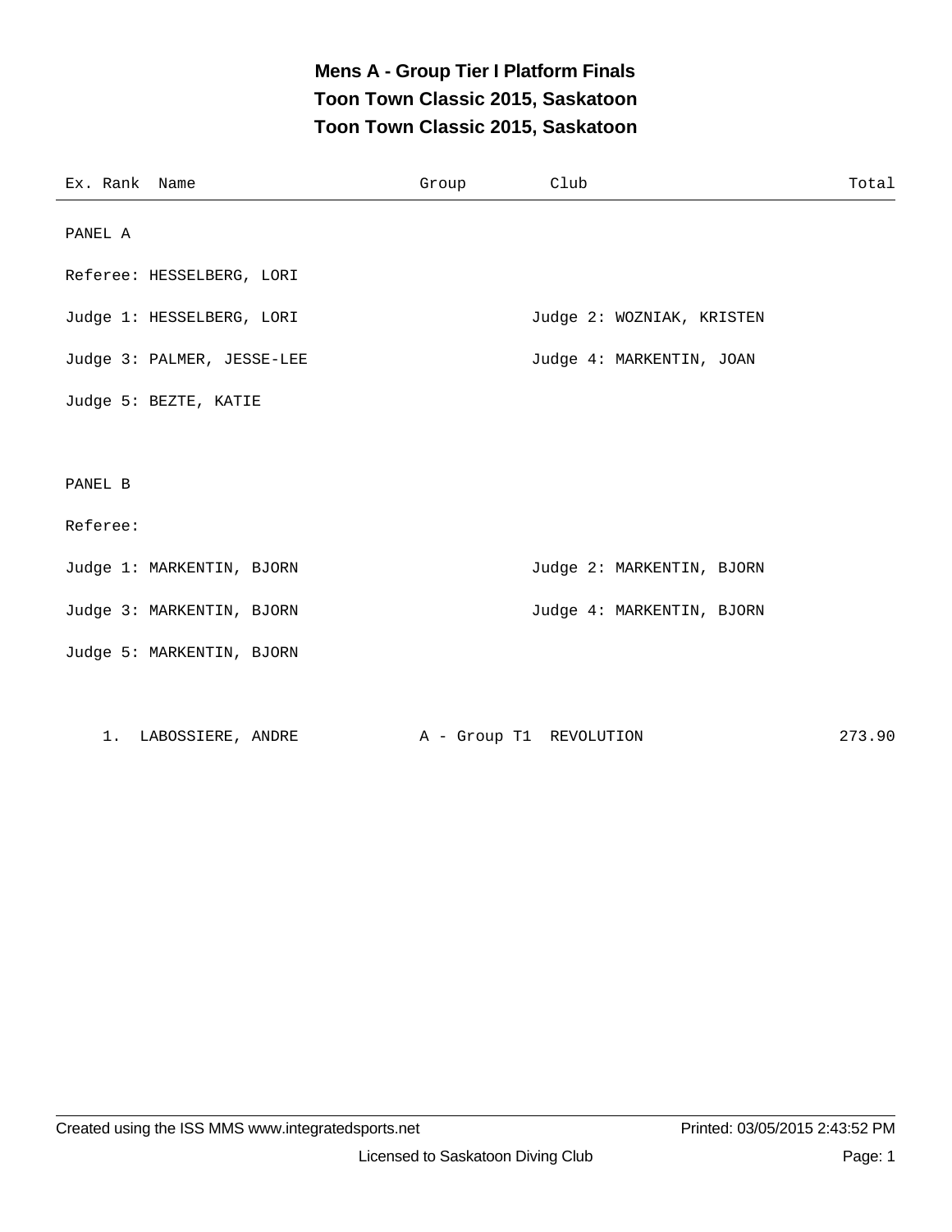# Mens A - Group Tier I Platform Finals
## Toon Town Classic 2015, Saskatoon
## Toon Town Classic 2015, Saskatoon

| Ex. Rank | Name | Group | Club | Total |
|---|---|---|---|---|

PANEL A

Referee: HESSELBERG, LORI

Judge 1: HESSELBERG, LORI

Judge 2: WOZNIAK, KRISTEN

Judge 3: PALMER, JESSE-LEE

Judge 4: MARKENTIN, JOAN

Judge 5: BEZTE, KATIE

PANEL B

Referee:

Judge 1: MARKENTIN, BJORN

Judge 2: MARKENTIN, BJORN

Judge 3: MARKENTIN, BJORN

Judge 4: MARKENTIN, BJORN

Judge 5: MARKENTIN, BJORN

| Ex. Rank | Name | Group | Club | Total |
|---|---|---|---|---|
| 1. | LABOSSIERE, ANDRE | A - Group T1 | REVOLUTION | 273.90 |

Created using the ISS MMS www.integratedsports.net Printed: 03/05/2015 2:43:52 PM

Licensed to Saskatoon Diving Club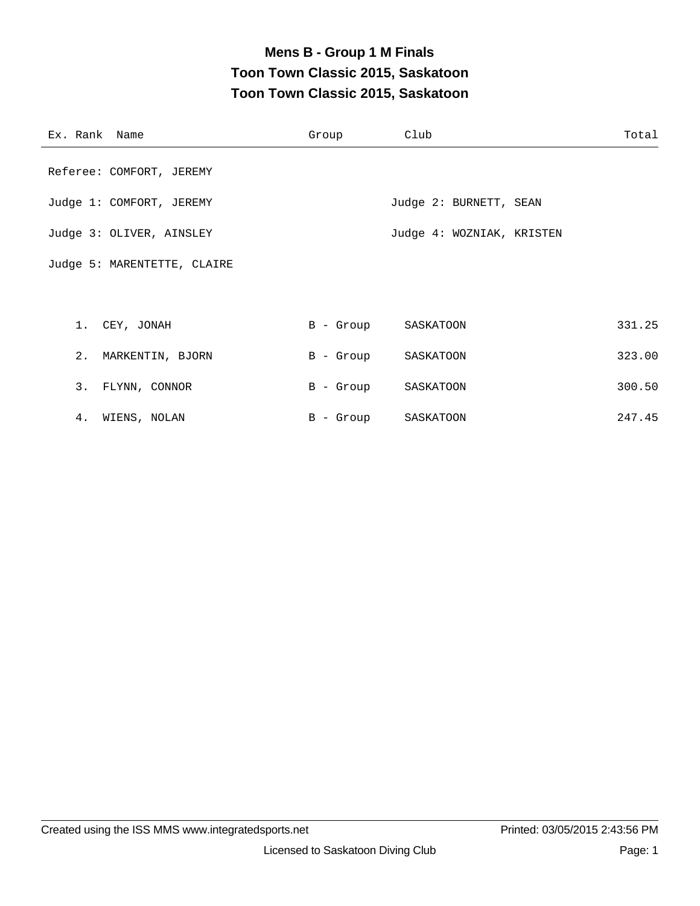# Mens B - Group 1 M Finals
## Toon Town Classic 2015, Saskatoon
## Toon Town Classic 2015, Saskatoon

| Ex. | Rank | Name | Group | Club | Total |
|---|---|---|---|---|---|

Referee: COMFORT, JEREMY

Judge 1: COMFORT, JEREMY

Judge 2: BURNETT, SEAN

Judge 3: OLIVER, AINSLEY

Judge 4: WOZNIAK, KRISTEN

Judge 5: MARENTETTE, CLAIRE

| Ex. | Rank | Name | Group | Club | Total |
|---|---|---|---|---|---|
| | 1. | CEY, JONAH | B - Group | SASKATOON | 331.25 |
| | 2. | MARKENTIN, BJORN | B - Group | SASKATOON | 323.00 |
| | 3. | FLYNN, CONNOR | B - Group | SASKATOON | 300.50 |
| | 4. | WIENS, NOLAN | B - Group | SASKATOON | 247.45 |

Created using the ISS MMS www.integratedsports.net

Printed: 03/05/2015 2:43:56 PM

Licensed to Saskatoon Diving Club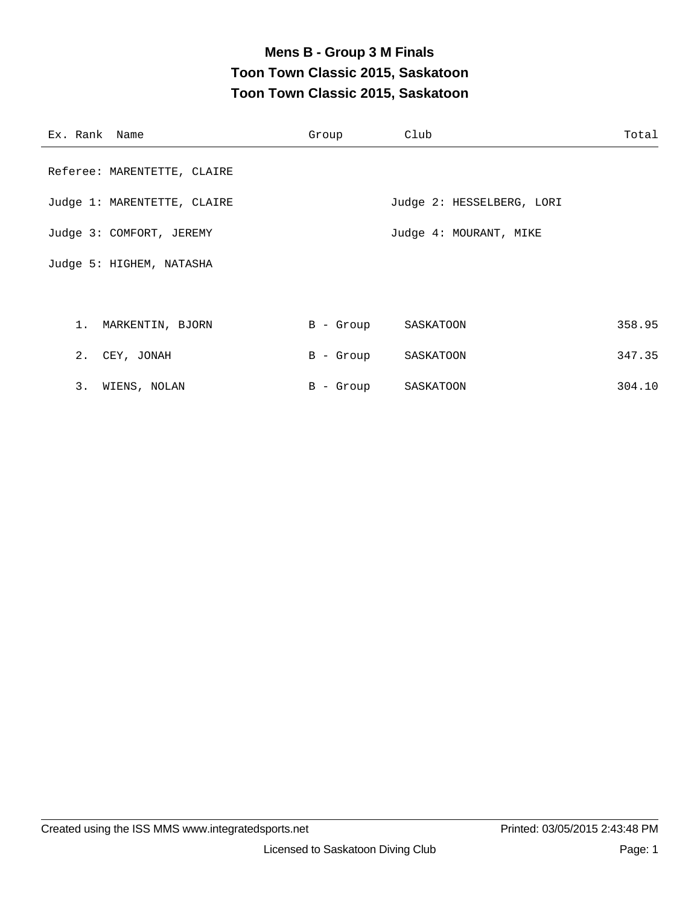# Mens B - Group 3 M Finals

## Toon Town Classic 2015, Saskatoon

## Toon Town Classic 2015, Saskatoon

| Ex. | Rank | Name | Group | Club | Total |
|---|---|---|---|---|---|

Referee: MARENTETTE, CLAIRE

Judge 1: MARENTETTE, CLAIRE

Judge 2: HESSELBERG, LORI

Judge 3: COMFORT, JEREMY

Judge 4: MOURANT, MIKE

Judge 5: HIGHEM, NATASHA

| Ex. | Rank | Name | Group | Club | Total |
|---|---|---|---|---|---|
| | 1. | MARKENTIN, BJORN | B - Group | SASKATOON | 358.95 |
| | 2. | CEY, JONAH | B - Group | SASKATOON | 347.35 |
| | 3. | WIENS, NOLAN | B - Group | SASKATOON | 304.10 |

Created using the ISS MMS www.integratedsports.net

Printed: 03/05/2015 2:43:48 PM

Licensed to Saskatoon Diving Club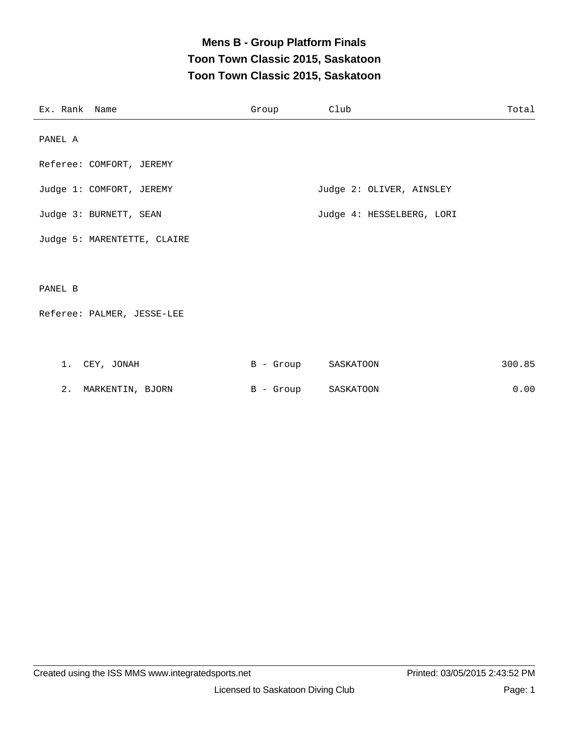# Mens B - Group Platform Finals
## Toon Town Classic 2015, Saskatoon
## Toon Town Classic 2015, Saskatoon

| Ex. Rank | Name | Group | Club | Total |
|---|---|---|---|---|

PANEL A

Referee: COMFORT, JEREMY

Judge 1: COMFORT, JEREMY

Judge 2: OLIVER, AINSLEY

Judge 3: BURNETT, SEAN

Judge 4: HESSELBERG, LORI

Judge 5: MARENTETTE, CLAIRE

PANEL B

Referee: PALMER, JESSE-LEE

| Ex. Rank | Name | Group | Club | Total |
|---|---|---|---|---|
| 1. | CEY, JONAH | B - Group | SASKATOON | 300.85 |
| 2. | MARKENTIN, BJORN | B - Group | SASKATOON | 0.00 |

Created using the ISS MMS www.integratedsports.net

Printed: 03/05/2015 2:43:52 PM

Licensed to Saskatoon Diving Club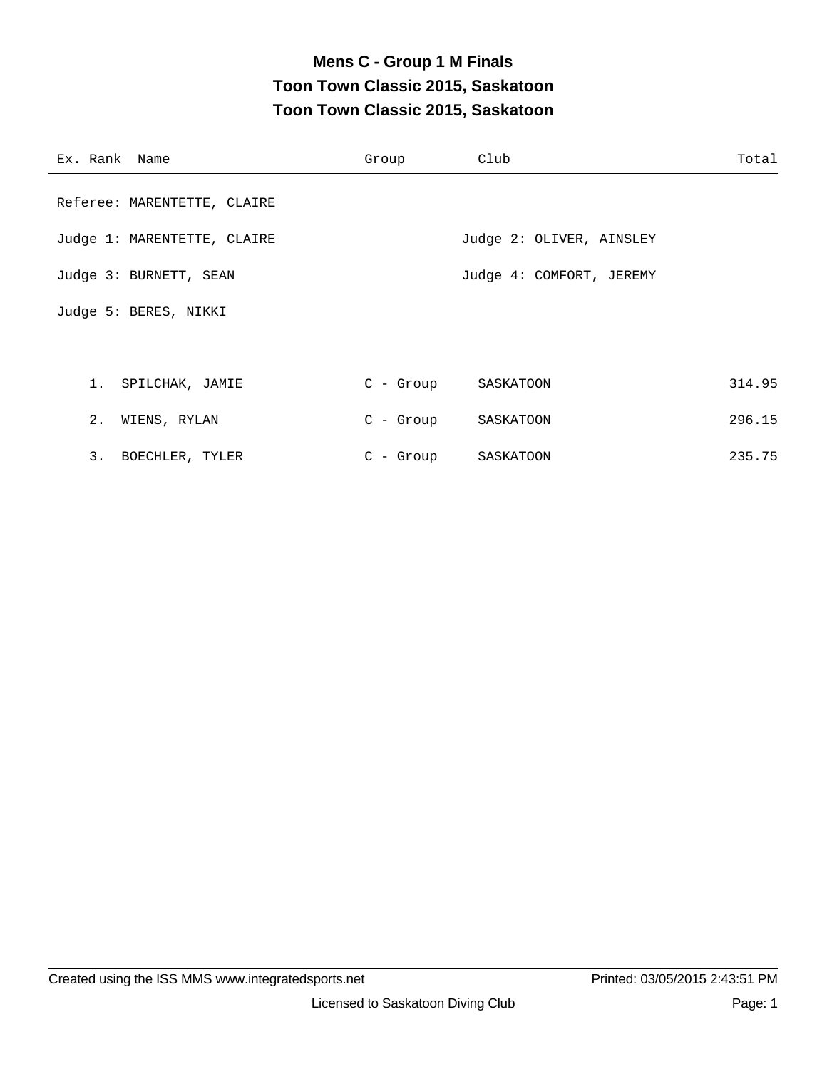# Mens C - Group 1 M Finals

## Toon Town Classic 2015, Saskatoon

## Toon Town Classic 2015, Saskatoon

| Ex. | Rank | Name | Group | Club | Total |
|---|---|---|---|---|---|

Referee: MARENTETTE, CLAIRE

Judge 1: MARENTETTE, CLAIRE

Judge 2: OLIVER, AINSLEY

Judge 3: BURNETT, SEAN

Judge 4: COMFORT, JEREMY

Judge 5: BERES, NIKKI

| Ex. | Rank | Name | Group | Club | Total |
|---|---|---|---|---|---|
| | 1. | SPILCHAK, JAMIE | C - Group | SASKATOON | 314.95 |
| | 2. | WIENS, RYLAN | C - Group | SASKATOON | 296.15 |
| | 3. | BOECHLER, TYLER | C - Group | SASKATOON | 235.75 |

Created using the ISS MMS www.integratedsports.net

Printed: 03/05/2015 2:43:51 PM

Licensed to Saskatoon Diving Club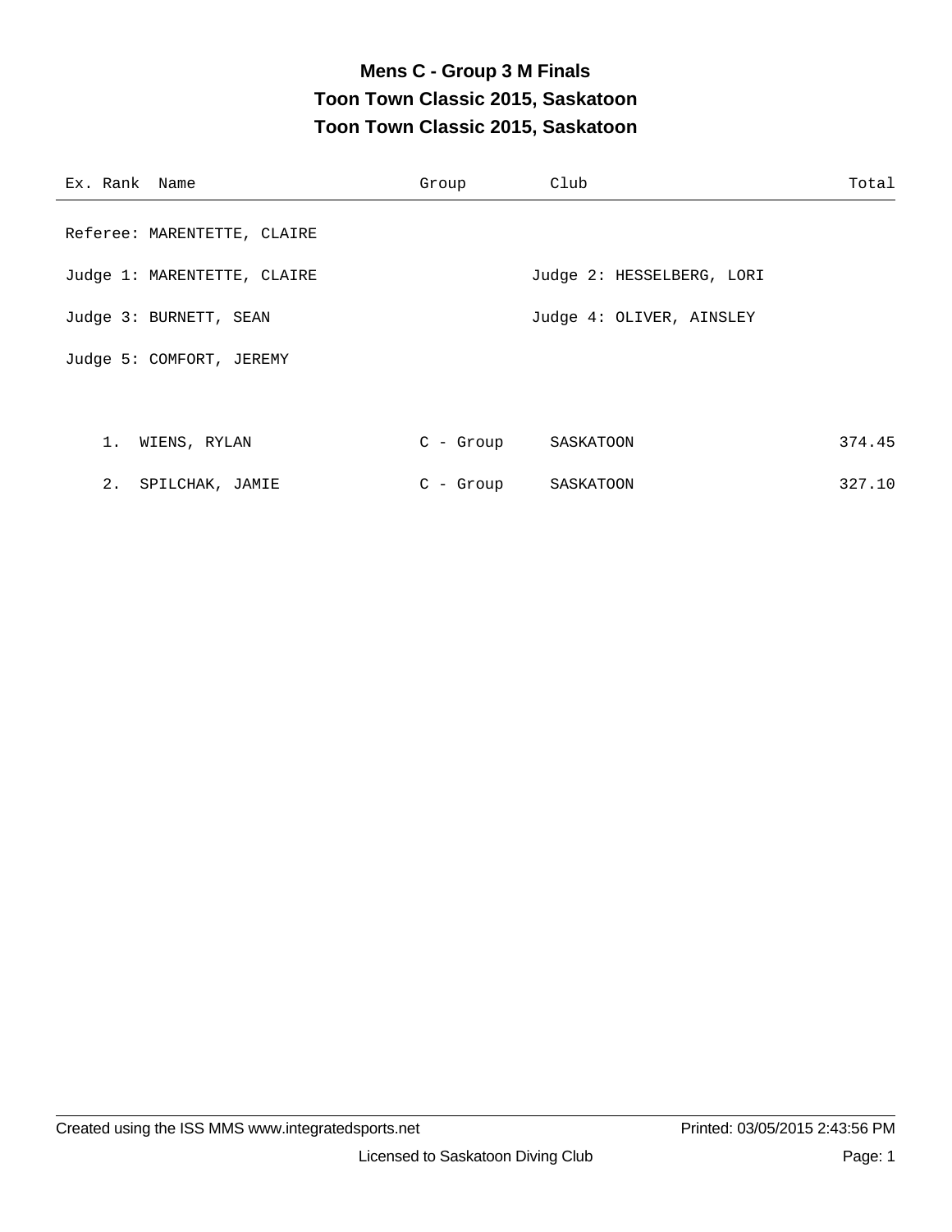# Mens C - Group 3 M Finals

## Toon Town Classic 2015, Saskatoon

## Toon Town Classic 2015, Saskatoon

| Ex. Rank | Name | Group | Club | Total |
|---|---|---|---|---|

Referee: MARENTETTE, CLAIRE

Judge 1: MARENTETTE, CLAIRE

Judge 2: HESSELBERG, LORI

Judge 3: BURNETT, SEAN

Judge 4: OLIVER, AINSLEY

Judge 5: COMFORT, JEREMY

| Ex. Rank | Name | Group | Club | Total |
|---|---|---|---|---|
| 1. | WIENS, RYLAN | C - Group | SASKATOON | 374.45 |
| 2. | SPILCHAK, JAMIE | C - Group | SASKATOON | 327.10 |

Created using the ISS MMS www.integratedsports.net

Printed: 03/05/2015 2:43:56 PM

Licensed to Saskatoon Diving Club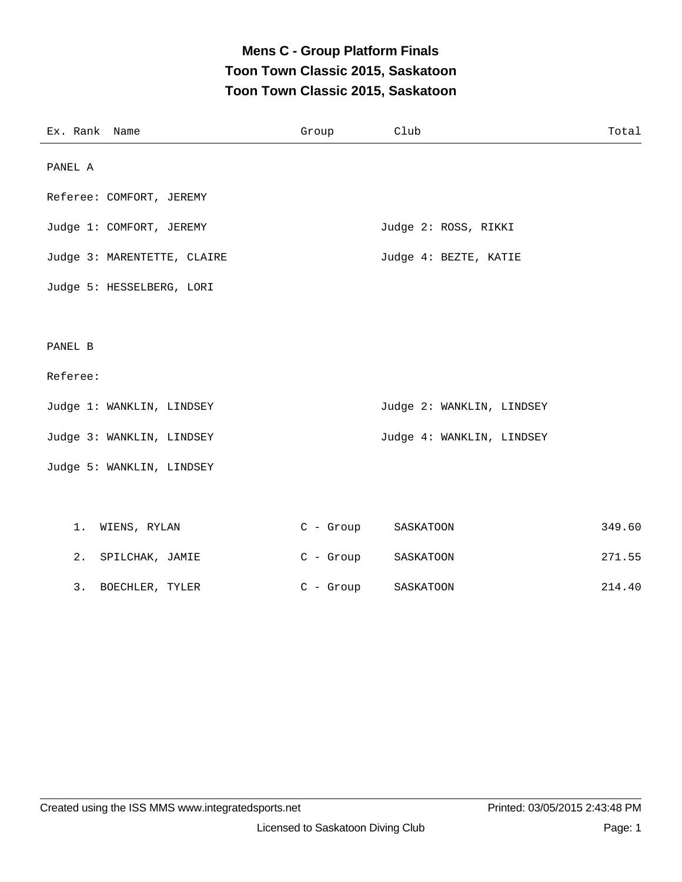# Mens C - Group Platform Finals
## Toon Town Classic 2015, Saskatoon
## Toon Town Classic 2015, Saskatoon

| Ex. | Rank | Name | Group | Club | Total |
|---|---|---|---|---|---|

PANEL A

Referee: COMFORT, JEREMY

Judge 1: COMFORT, JEREMY

Judge 2: ROSS, RIKKI

Judge 3: MARENTETTE, CLAIRE

Judge 4: BEZTE, KATIE

Judge 5: HESSELBERG, LORI

PANEL B

Referee:

Judge 1: WANKLIN, LINDSEY

Judge 2: WANKLIN, LINDSEY

Judge 3: WANKLIN, LINDSEY

Judge 4: WANKLIN, LINDSEY

Judge 5: WANKLIN, LINDSEY

| Ex. | Rank | Name | Group | Club | Total |
|---|---|---|---|---|---|
| | 1. | WIENS, RYLAN | C - Group | SASKATOON | 349.60 |
| | 2. | SPILCHAK, JAMIE | C - Group | SASKATOON | 271.55 |
| | 3. | BOECHLER, TYLER | C - Group | SASKATOON | 214.40 |

Created using the ISS MMS www.integratedsports.net

Printed: 03/05/2015 2:43:48 PM

Licensed to Saskatoon Diving Club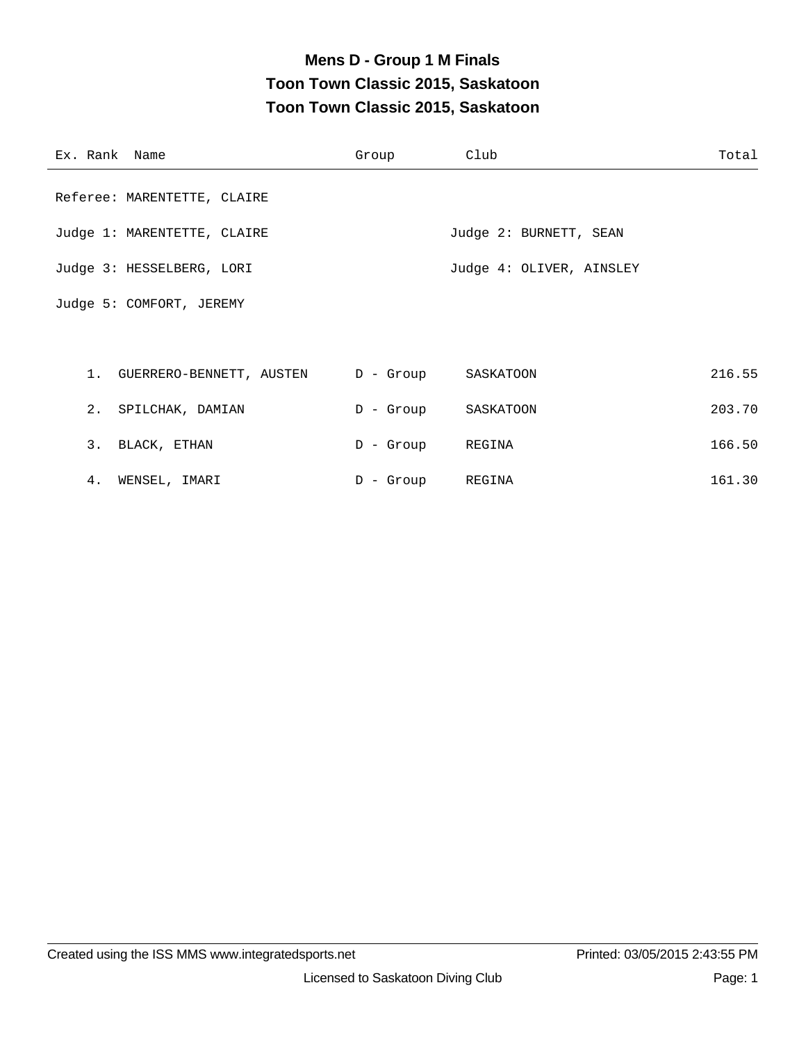# Mens D - Group 1 M Finals

## Toon Town Classic 2015, Saskatoon

## Toon Town Classic 2015, Saskatoon

Referee: MARENTETTE, CLAIRE

Judge 1: MARENTETTE, CLAIRE

Judge 2: BURNETT, SEAN

Judge 3: HESSELBERG, LORI

Judge 4: OLIVER, AINSLEY

Judge 5: COMFORT, JEREMY

| Ex. | Rank | Name | Group | Club | Total |
|---|---|---|---|---|---|
| | 1. | GUERRERO-BENNETT, AUSTEN | D - Group | SASKATOON | 216.55 |
| | 2. | SPILCHAK, DAMIAN | D - Group | SASKATOON | 203.70 |
| | 3. | BLACK, ETHAN | D - Group | REGINA | 166.50 |
| | 4. | WENSEL, IMARI | D - Group | REGINA | 161.30 |

Created using the ISS MMS www.integratedsports.net

Printed: 03/05/2015 2:43:55 PM

Licensed to Saskatoon Diving Club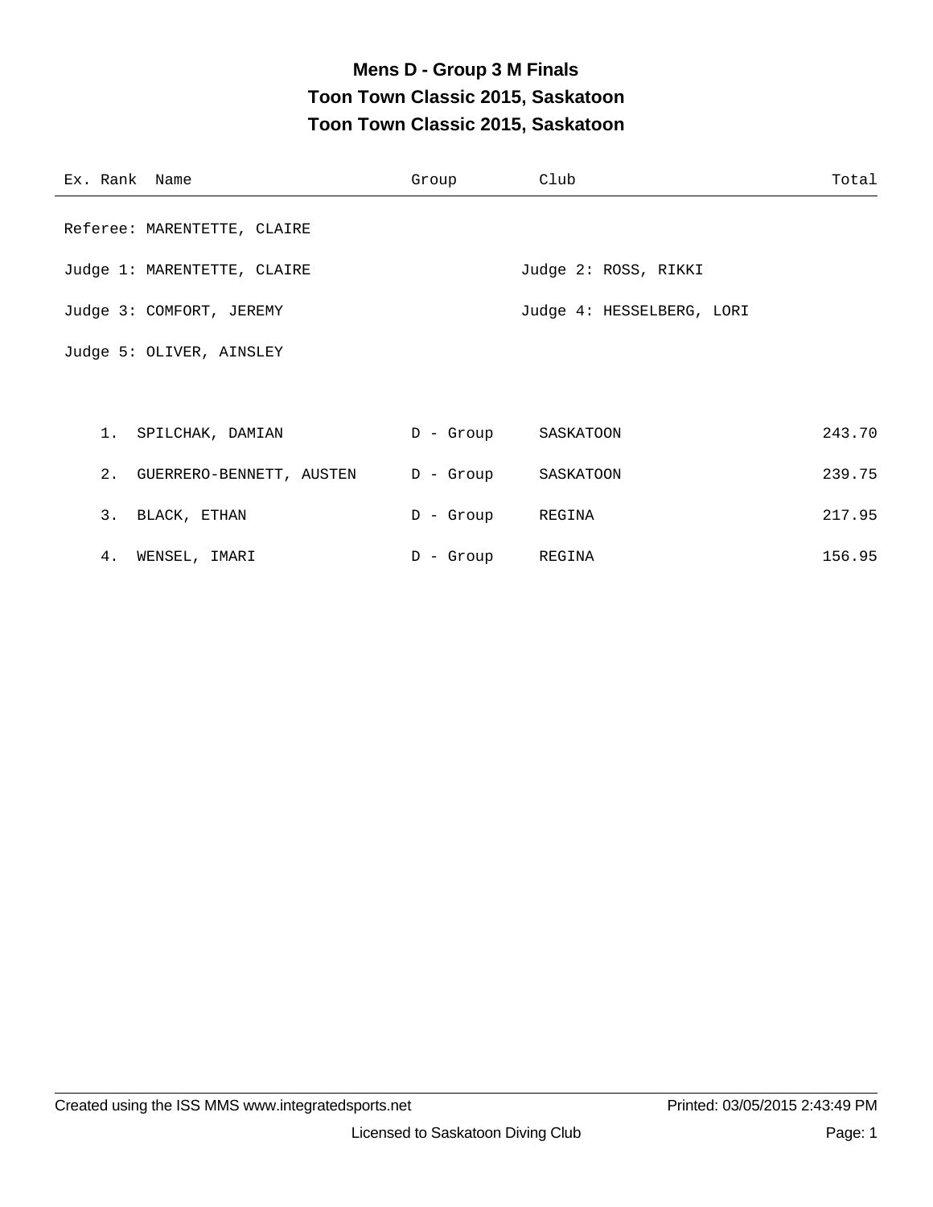# Mens D - Group 3 M Finals

## Toon Town Classic 2015, Saskatoon

## Toon Town Classic 2015, Saskatoon

Referee: MARENTETTE, CLAIRE

Judge 1: MARENTETTE, CLAIRE

Judge 2: ROSS, RIKKI

Judge 3: COMFORT, JEREMY

Judge 4: HESSELBERG, LORI

Judge 5: OLIVER, AINSLEY

| Ex. | Rank | Name | Group | Club | Total |
|---|---|---|---|---|---|
| | 1. | SPILCHAK, DAMIAN | D - Group | SASKATOON | 243.70 |
| | 2. | GUERRERO-BENNETT, AUSTEN | D - Group | SASKATOON | 239.75 |
| | 3. | BLACK, ETHAN | D - Group | REGINA | 217.95 |
| | 4. | WENSEL, IMARI | D - Group | REGINA | 156.95 |

Created using the ISS MMS www.integratedsports.net

Printed: 03/05/2015 2:43:49 PM

Licensed to Saskatoon Diving Club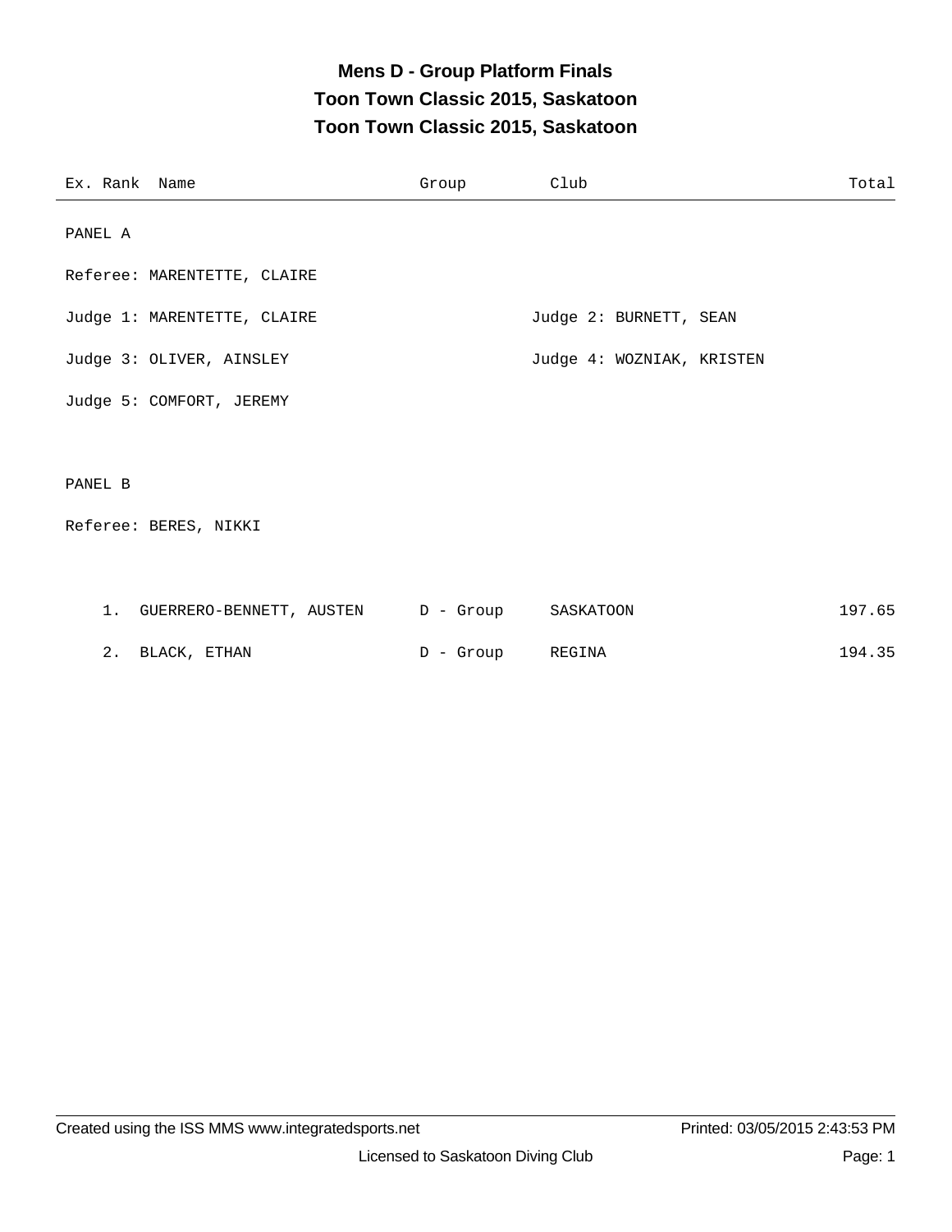# Mens D - Group Platform Finals
## Toon Town Classic 2015, Saskatoon
## Toon Town Classic 2015, Saskatoon

| Ex. | Rank | Name | Group | Club | Total |
|---|---|---|---|---|---|

PANEL A

Referee: MARENTETTE, CLAIRE

Judge 1: MARENTETTE, CLAIRE

Judge 2: BURNETT, SEAN

Judge 3: OLIVER, AINSLEY

Judge 4: WOZNIAK, KRISTEN

Judge 5: COMFORT, JEREMY

PANEL B

Referee: BERES, NIKKI

| Ex. | Rank | Name | Group | Club | Total |
|---|---|---|---|---|---|
| | 1. | GUERRERO-BENNETT, AUSTEN | D - Group | SASKATOON | 197.65 |
| | 2. | BLACK, ETHAN | D - Group | REGINA | 194.35 |

Created using the ISS MMS www.integratedsports.net

Printed: 03/05/2015 2:43:53 PM

Licensed to Saskatoon Diving Club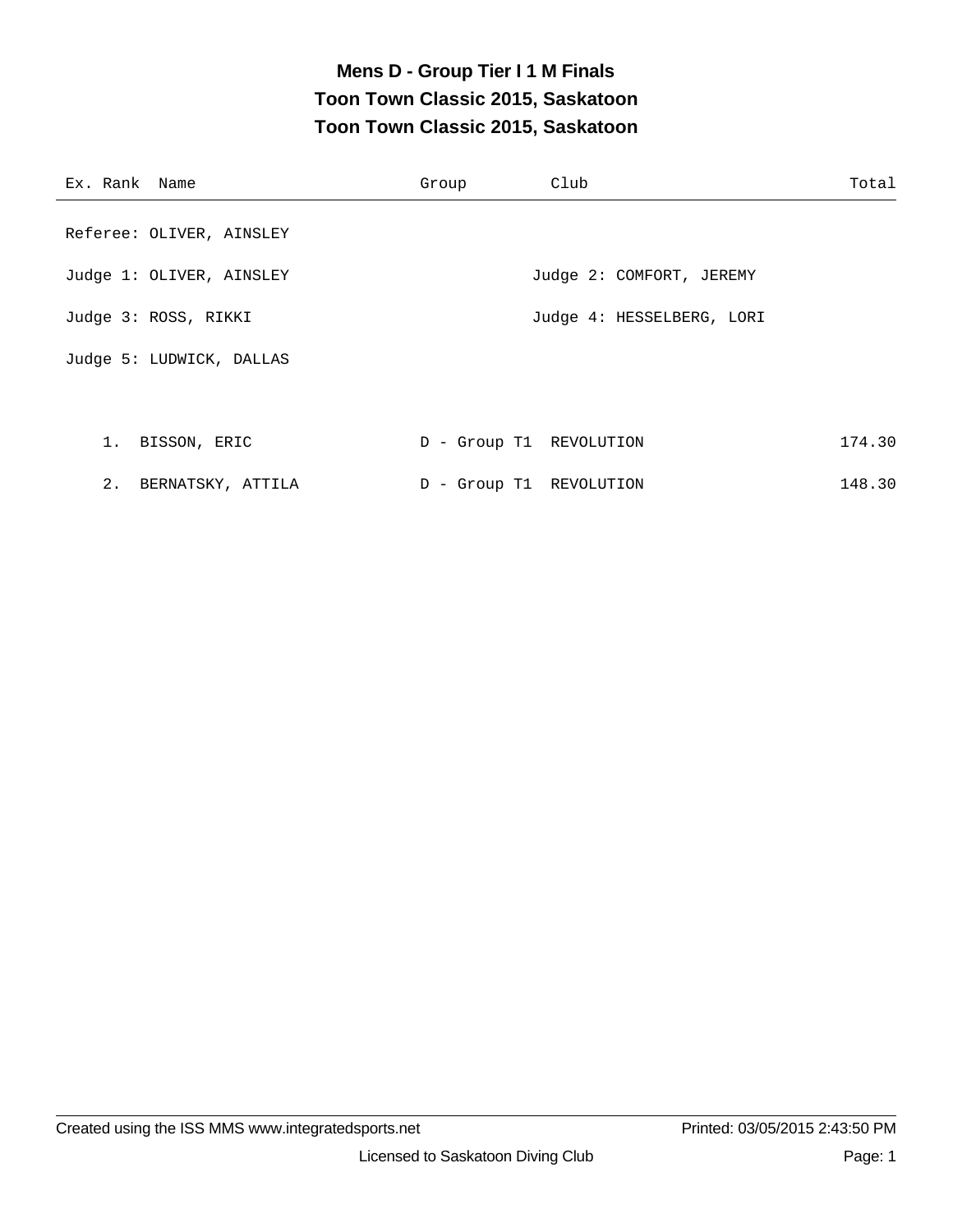# Mens D - Group Tier I 1 M Finals
## Toon Town Classic 2015, Saskatoon
## Toon Town Classic 2015, Saskatoon

| Ex. | Rank | Name | Group | Club | Total |
|---|---|---|---|---|---|

Referee: OLIVER, AINSLEY

Judge 1: OLIVER, AINSLEY

Judge 2: COMFORT, JEREMY

Judge 3: ROSS, RIKKI

Judge 4: HESSELBERG, LORI

Judge 5: LUDWICK, DALLAS

| Ex. | Rank | Name | Group | Club | Total |
|---|---|---|---|---|---|
| | 1. | BISSON, ERIC | D - Group T1 | REVOLUTION | 174.30 |
| | 2. | BERNATSKY, ATTILA | D - Group T1 | REVOLUTION | 148.30 |

Created using the ISS MMS www.integratedsports.net

Printed: 03/05/2015 2:43:50 PM

Licensed to Saskatoon Diving Club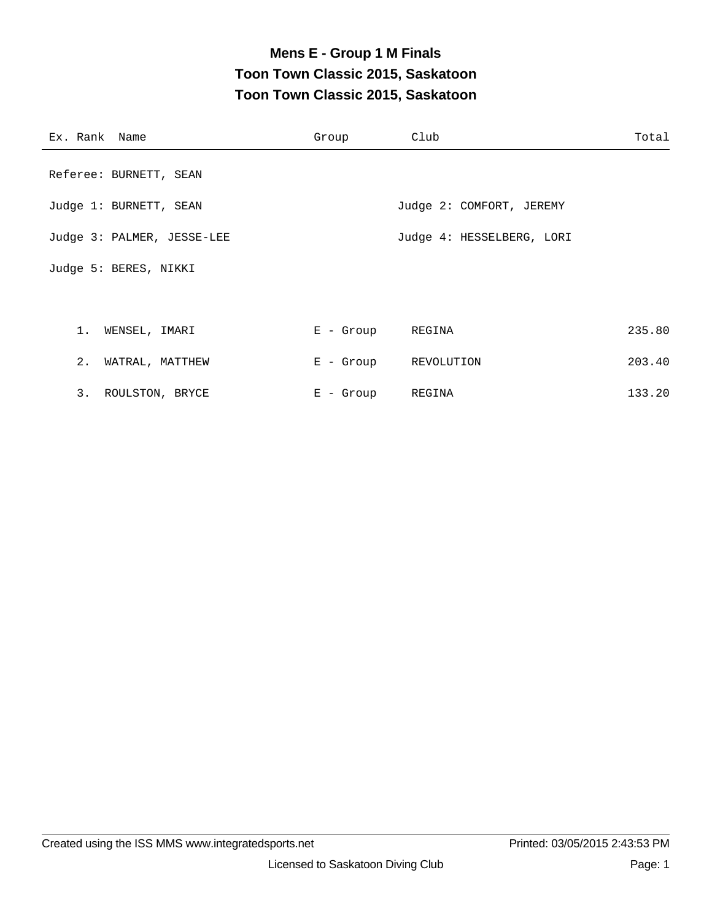# Mens E - Group 1 M Finals

## Toon Town Classic 2015, Saskatoon

## Toon Town Classic 2015, Saskatoon

Referee: BURNETT, SEAN

Judge 1: BURNETT, SEAN

Judge 2: COMFORT, JEREMY

Judge 3: PALMER, JESSE-LEE

Judge 4: HESSELBERG, LORI

Judge 5: BERES, NIKKI

| Ex. | Rank | Name | Group | Club | Total |
|---|---|---|---|---|---|
| | 1. | WENSEL, IMARI | E - Group | REGINA | 235.80 |
| | 2. | WATRAL, MATTHEW | E - Group | REVOLUTION | 203.40 |
| | 3. | ROULSTON, BRYCE | E - Group | REGINA | 133.20 |

Created using the ISS MMS www.integratedsports.net

Printed: 03/05/2015 2:43:53 PM

Licensed to Saskatoon Diving Club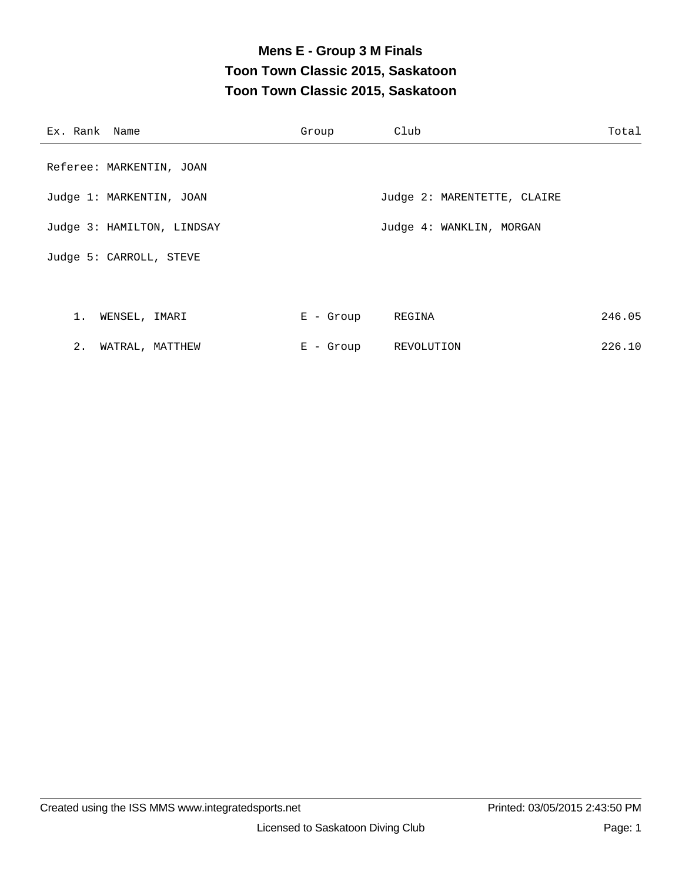# Mens E - Group 3 M Finals

## Toon Town Classic 2015, Saskatoon

## Toon Town Classic 2015, Saskatoon

| Ex. | Rank | Name | Group | Club | Total |
|---|---|---|---|---|---|

Referee: MARKENTIN, JOAN

Judge 1: MARKENTIN, JOAN

Judge 2: MARENTETTE, CLAIRE

Judge 3: HAMILTON, LINDSAY

Judge 4: WANKLIN, MORGAN

Judge 5: CARROLL, STEVE

| Ex. | Rank | Name | Group | Club | Total |
|---|---|---|---|---|---|
| | 1. | WENSEL, IMARI | E - Group | REGINA | 246.05 |
| | 2. | WATRAL, MATTHEW | E - Group | REVOLUTION | 226.10 |

Created using the ISS MMS www.integratedsports.net

Printed: 03/05/2015 2:43:50 PM

Licensed to Saskatoon Diving Club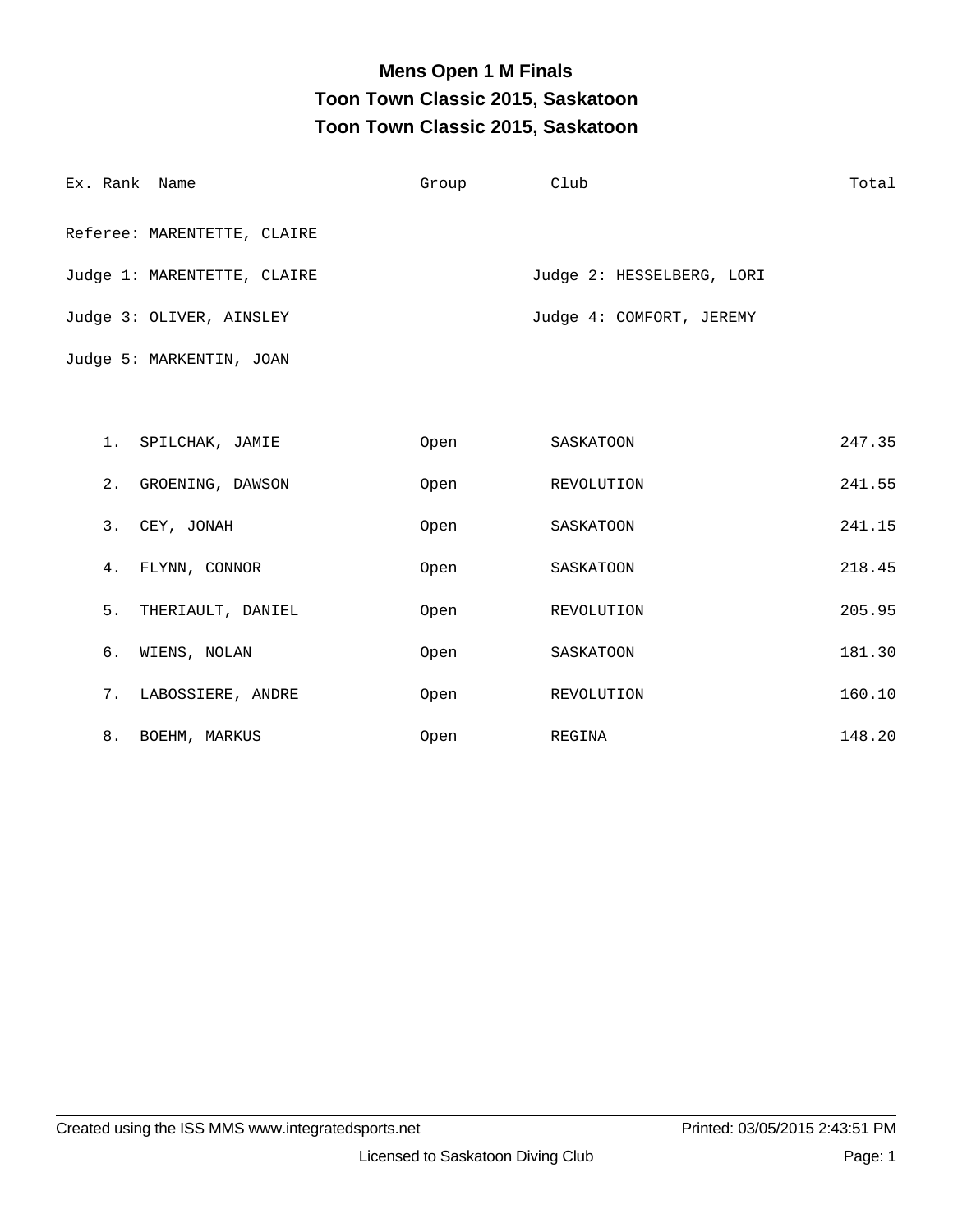# Mens Open 1 M Finals

## Toon Town Classic 2015, Saskatoon

## Toon Town Classic 2015, Saskatoon

Referee: MARENTETTE, CLAIRE

Judge 1: MARENTETTE, CLAIRE

Judge 2: HESSELBERG, LORI

Judge 3: OLIVER, AINSLEY

Judge 4: COMFORT, JEREMY

Judge 5: MARKENTIN, JOAN

| Ex. | Rank | Name | Group | Club | Total |
|---|---|---|---|---|---|
| | 1. | SPILCHAK, JAMIE | Open | SASKATOON | 247.35 |
| | 2. | GROENING, DAWSON | Open | REVOLUTION | 241.55 |
| | 3. | CEY, JONAH | Open | SASKATOON | 241.15 |
| | 4. | FLYNN, CONNOR | Open | SASKATOON | 218.45 |
| | 5. | THERIAULT, DANIEL | Open | REVOLUTION | 205.95 |
| | 6. | WIENS, NOLAN | Open | SASKATOON | 181.30 |
| | 7. | LABOSSIERE, ANDRE | Open | REVOLUTION | 160.10 |
| | 8. | BOEHM, MARKUS | Open | REGINA | 148.20 |

Created using the ISS MMS www.integratedsports.net

Printed: 03/05/2015 2:43:51 PM

Licensed to Saskatoon Diving Club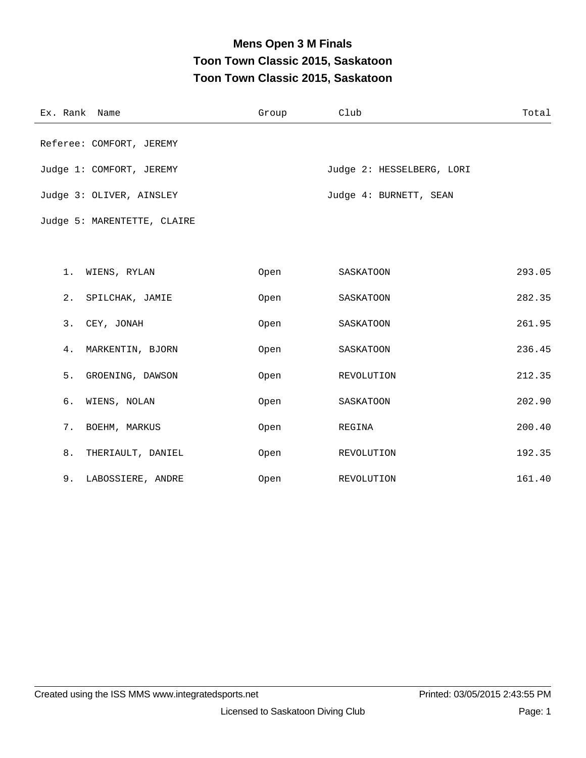# Mens Open 3 M Finals

## Toon Town Classic 2015, Saskatoon

## Toon Town Classic 2015, Saskatoon

| Ex. Rank | Name | Group | Club | Total |
|---|---|---|---|---|

Referee: COMFORT, JEREMY

Judge 1: COMFORT, JEREMY

Judge 2: HESSELBERG, LORI

Judge 3: OLIVER, AINSLEY

Judge 4: BURNETT, SEAN

Judge 5: MARENTETTE, CLAIRE

| Ex. Rank | Name | Group | Club | Total |
|---|---|---|---|---|
| 1. | WIENS, RYLAN | Open | SASKATOON | 293.05 |
| 2. | SPILCHAK, JAMIE | Open | SASKATOON | 282.35 |
| 3. | CEY, JONAH | Open | SASKATOON | 261.95 |
| 4. | MARKENTIN, BJORN | Open | SASKATOON | 236.45 |
| 5. | GROENING, DAWSON | Open | REVOLUTION | 212.35 |
| 6. | WIENS, NOLAN | Open | SASKATOON | 202.90 |
| 7. | BOEHM, MARKUS | Open | REGINA | 200.40 |
| 8. | THERIAULT, DANIEL | Open | REVOLUTION | 192.35 |
| 9. | LABOSSIERE, ANDRE | Open | REVOLUTION | 161.40 |

Created using the ISS MMS www.integratedsports.net — Printed: 03/05/2015 2:43:55 PM

Licensed to Saskatoon Diving Club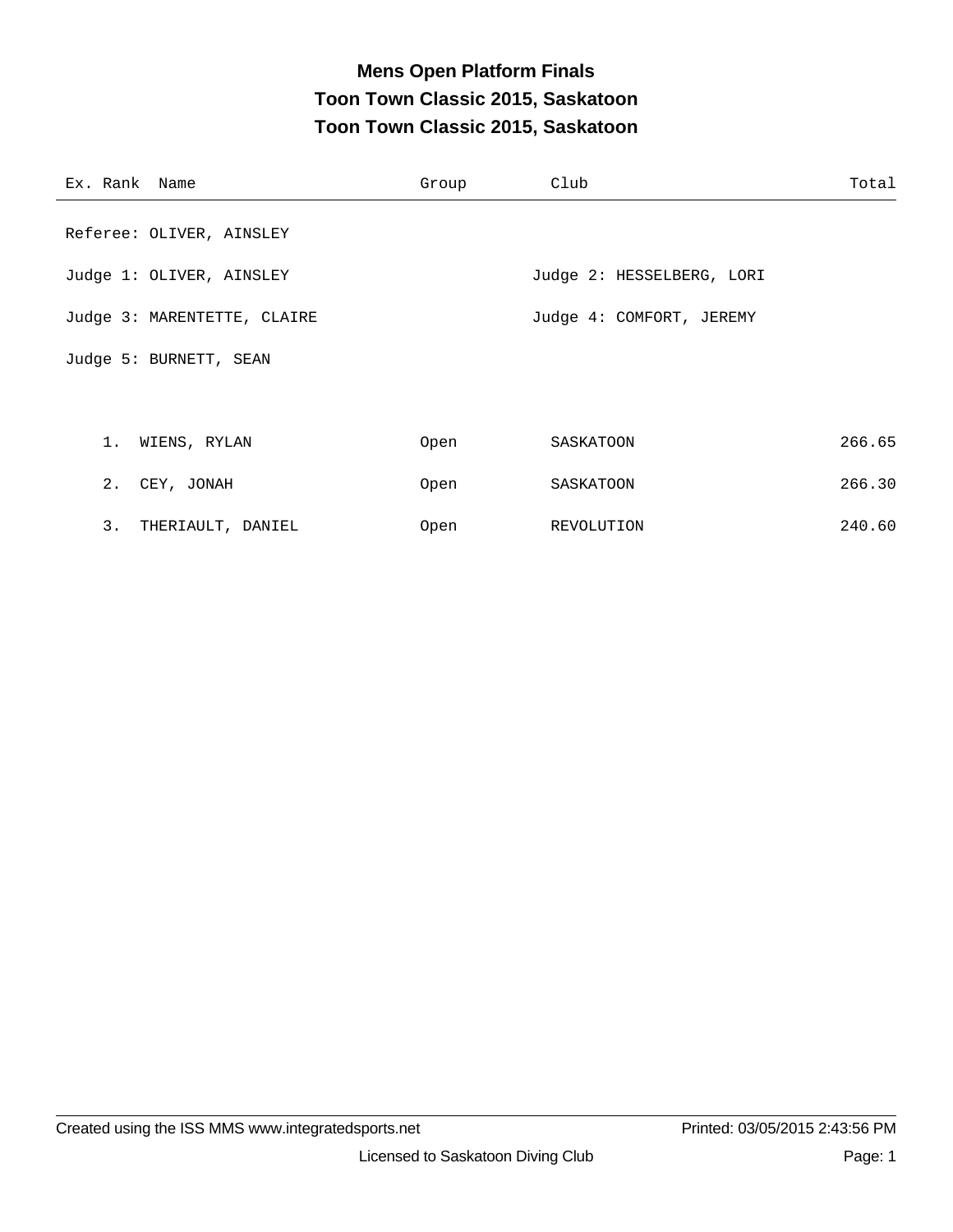# Mens Open Platform Finals
## Toon Town Classic 2015, Saskatoon
## Toon Town Classic 2015, Saskatoon

Referee: OLIVER, AINSLEY

Judge 1: OLIVER, AINSLEY

Judge 2: HESSELBERG, LORI

Judge 3: MARENTETTE, CLAIRE

Judge 4: COMFORT, JEREMY

Judge 5: BURNETT, SEAN

| Ex. | Rank | Name | Group | Club | Total |
|---|---|---|---|---|---|
| | 1. | WIENS, RYLAN | Open | SASKATOON | 266.65 |
| | 2. | CEY, JONAH | Open | SASKATOON | 266.30 |
| | 3. | THERIAULT, DANIEL | Open | REVOLUTION | 240.60 |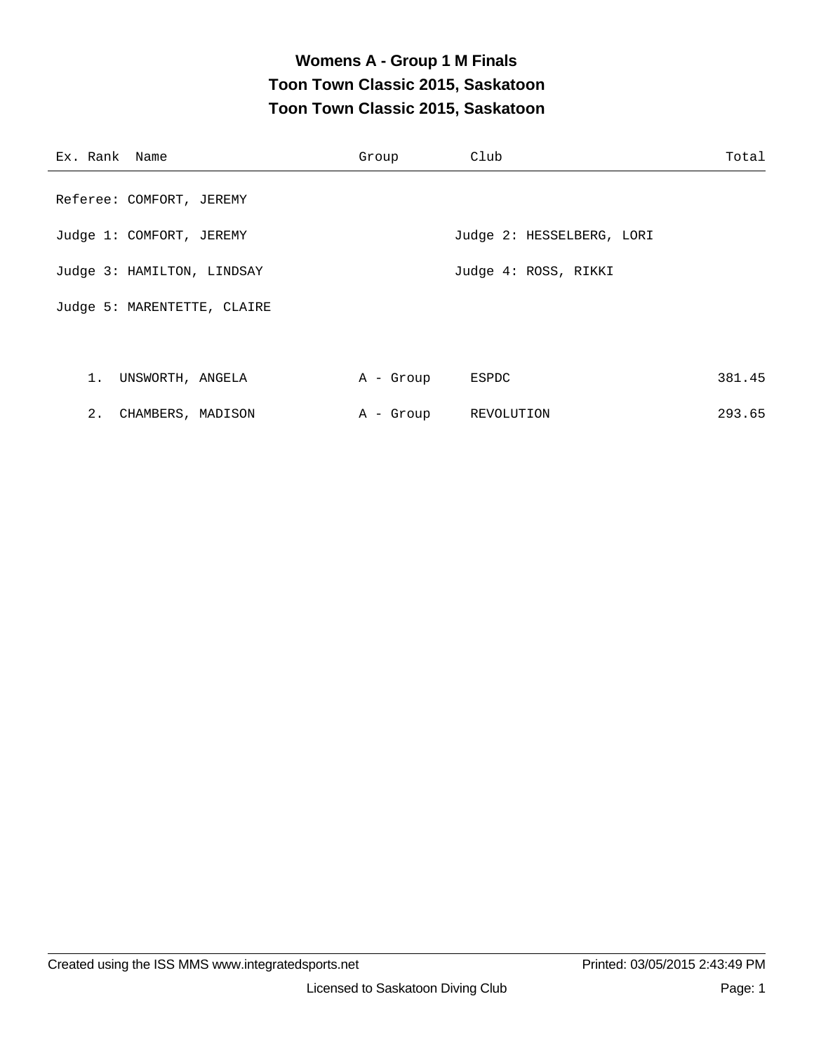# Womens A - Group 1 M Finals

## Toon Town Classic 2015, Saskatoon

## Toon Town Classic 2015, Saskatoon

| Ex. Rank | Name | Group | Club | Total |
|---|---|---|---|---|

Referee: COMFORT, JEREMY

Judge 1: COMFORT, JEREMY

Judge 2: HESSELBERG, LORI

Judge 3: HAMILTON, LINDSAY

Judge 4: ROSS, RIKKI

Judge 5: MARENTETTE, CLAIRE

| Ex. Rank | Name | Group | Club | Total |
|---|---|---|---|---|
| 1. | UNSWORTH, ANGELA | A - Group | ESPDC | 381.45 |
| 2. | CHAMBERS, MADISON | A - Group | REVOLUTION | 293.65 |

Created using the ISS MMS www.integratedsports.net

Printed: 03/05/2015 2:43:49 PM

Licensed to Saskatoon Diving Club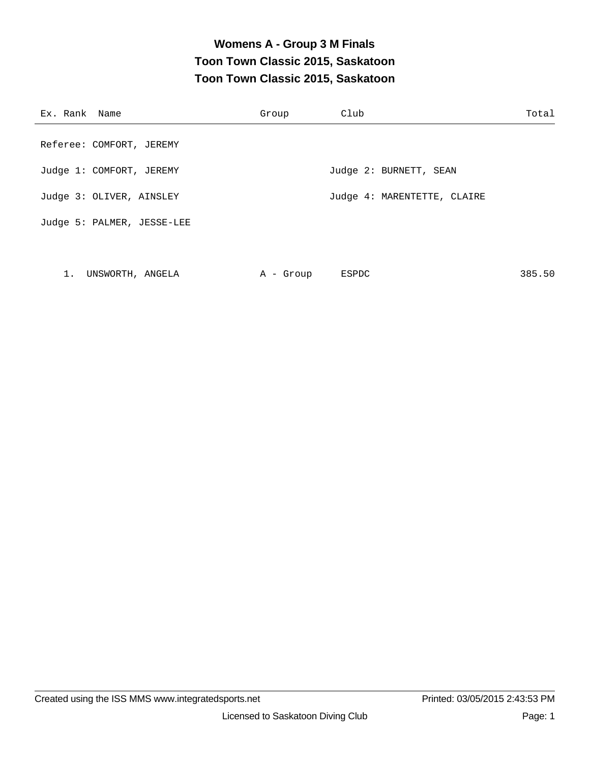# Womens A - Group 3 M Finals

## Toon Town Classic 2015, Saskatoon

## Toon Town Classic 2015, Saskatoon

| Ex. Rank | Name | Group | Club | Total |
|---|---|---|---|---|

Referee: COMFORT, JEREMY

Judge 1: COMFORT, JEREMY

Judge 2: BURNETT, SEAN

Judge 3: OLIVER, AINSLEY

Judge 4: MARENTETTE, CLAIRE

Judge 5: PALMER, JESSE-LEE

| Ex. Rank | Name | Group | Club | Total |
|---|---|---|---|---|
| 1. | UNSWORTH, ANGELA | A - Group | ESPDC | 385.50 |

Created using the ISS MMS www.integratedsports.net

Printed: 03/05/2015 2:43:53 PM

Licensed to Saskatoon Diving Club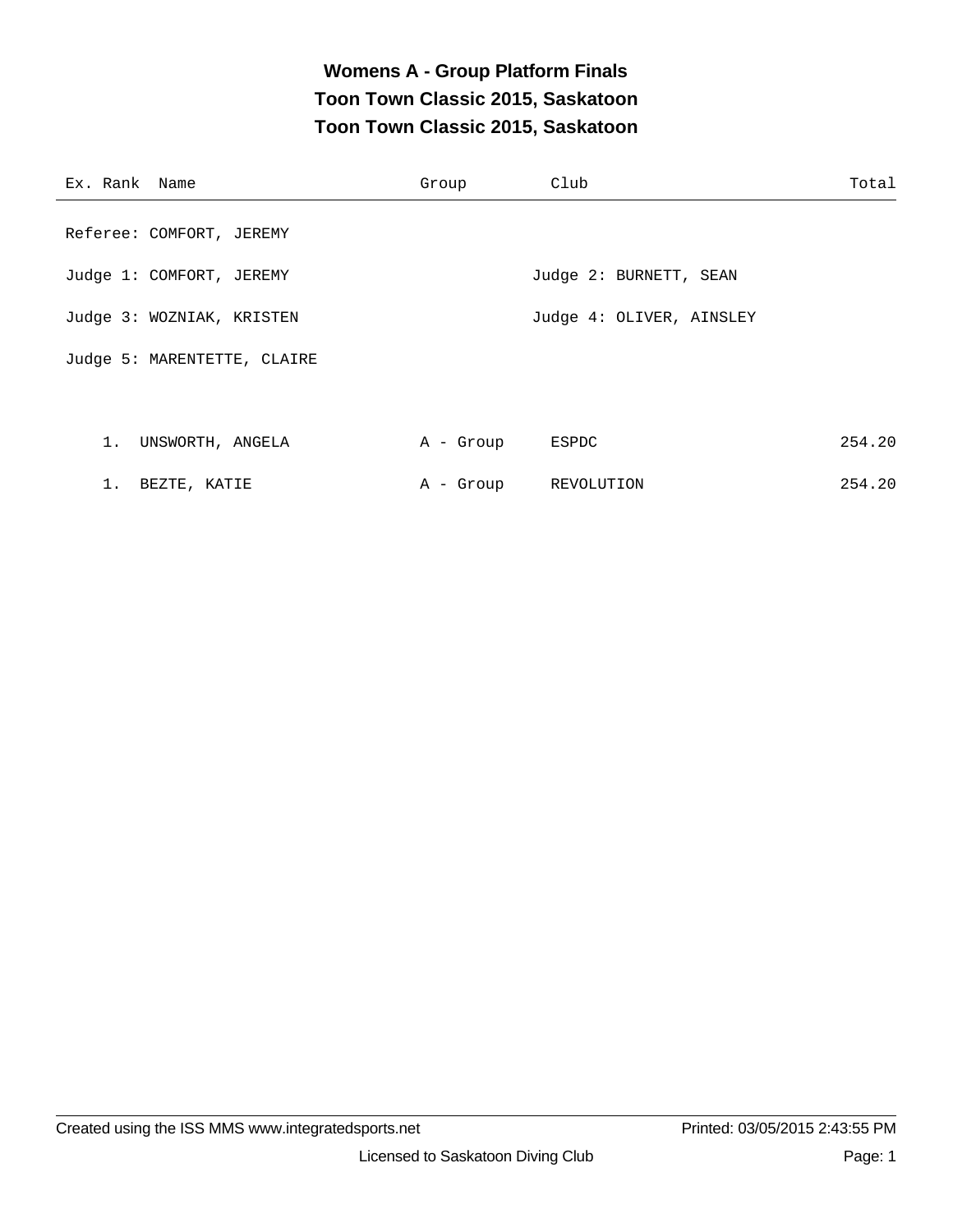# Womens A - Group Platform Finals

## Toon Town Classic 2015, Saskatoon

## Toon Town Classic 2015, Saskatoon

| Ex. Rank | Name | Group | Club | Total |
|---|---|---|---|---|

Referee: COMFORT, JEREMY

Judge 1: COMFORT, JEREMY

Judge 2: BURNETT, SEAN

Judge 3: WOZNIAK, KRISTEN

Judge 4: OLIVER, AINSLEY

Judge 5: MARENTETTE, CLAIRE

| Ex. Rank | Name | Group | Club | Total |
|---|---|---|---|---|
| 1. | UNSWORTH, ANGELA | A - Group | ESPDC | 254.20 |
| 1. | BEZTE, KATIE | A - Group | REVOLUTION | 254.20 |

Created using the ISS MMS www.integratedsports.net

Printed: 03/05/2015 2:43:55 PM

Licensed to Saskatoon Diving Club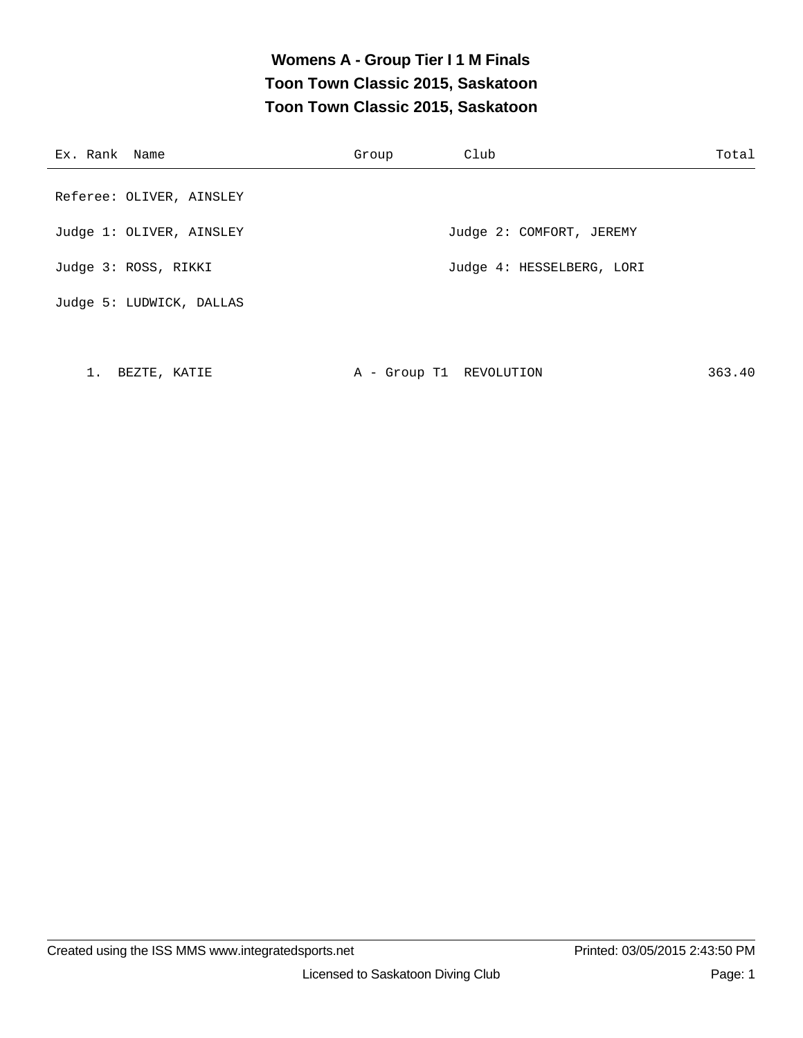# Womens A - Group Tier I 1 M Finals
## Toon Town Classic 2015, Saskatoon
## Toon Town Classic 2015, Saskatoon

| Ex. Rank | Name | Group | Club | Total |
|---|---|---|---|---|

Referee: OLIVER, AINSLEY

Judge 1: OLIVER, AINSLEY

Judge 2: COMFORT, JEREMY

Judge 3: ROSS, RIKKI

Judge 4: HESSELBERG, LORI

Judge 5: LUDWICK, DALLAS

| Ex. Rank | Name | Group | Club | Total |
|---|---|---|---|---|
| 1. | BEZTE, KATIE | A - Group T1 | REVOLUTION | 363.40 |

Created using the ISS MMS www.integratedsports.net

Printed: 03/05/2015 2:43:50 PM

Licensed to Saskatoon Diving Club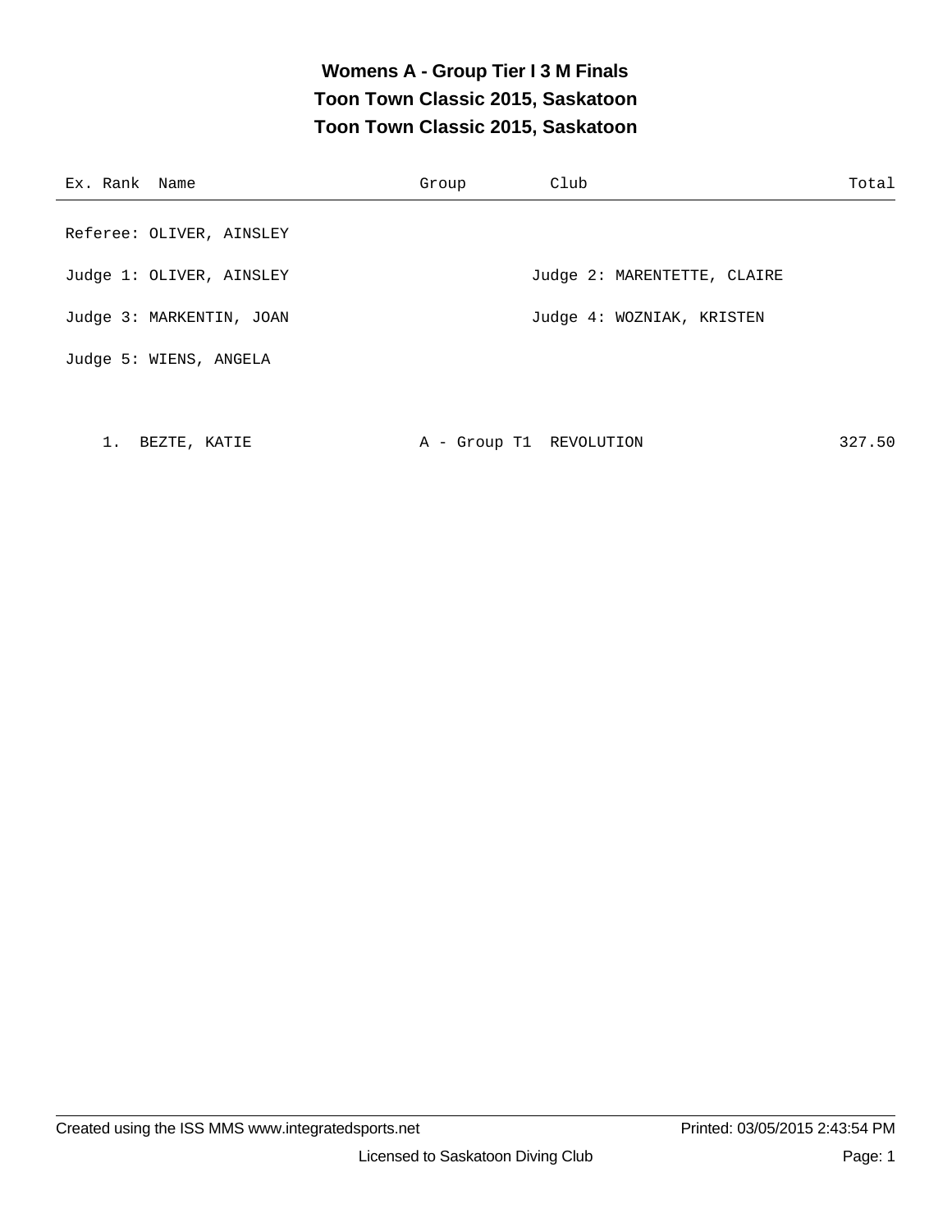# Womens A - Group Tier I 3 M Finals
## Toon Town Classic 2015, Saskatoon
## Toon Town Classic 2015, Saskatoon

| Ex. Rank | Name | Group | Club | Total |
|---|---|---|---|---|

Referee: OLIVER, AINSLEY

Judge 1: OLIVER, AINSLEY

Judge 2: MARENTETTE, CLAIRE

Judge 3: MARKENTIN, JOAN

Judge 4: WOZNIAK, KRISTEN

Judge 5: WIENS, ANGELA

| Ex. Rank | Name | Group | Club | Total |
|---|---|---|---|---|
| 1. | BEZTE, KATIE | A - Group T1 | REVOLUTION | 327.50 |

Created using the ISS MMS www.integratedsports.net

Printed: 03/05/2015 2:43:54 PM

Licensed to Saskatoon Diving Club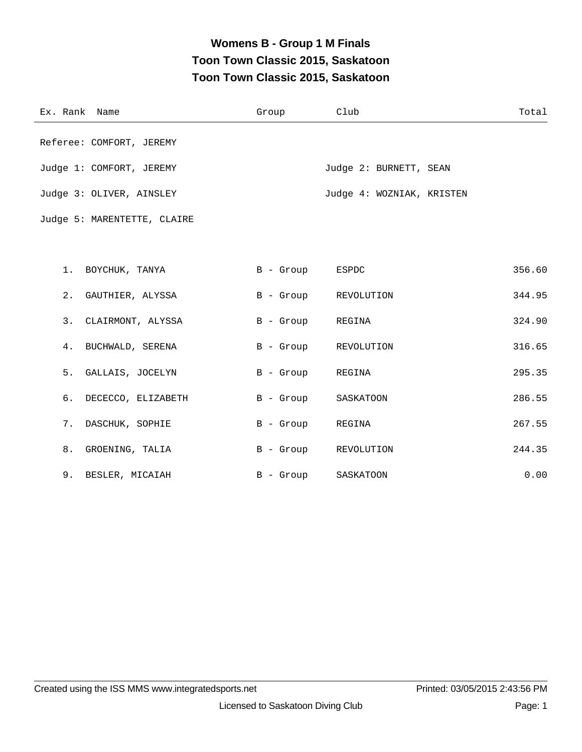# Womens B - Group 1 M Finals

## Toon Town Classic 2015, Saskatoon

## Toon Town Classic 2015, Saskatoon

Referee: COMFORT, JEREMY

Judge 1: COMFORT, JEREMY

Judge 2: BURNETT, SEAN

Judge 3: OLIVER, AINSLEY

Judge 4: WOZNIAK, KRISTEN

Judge 5: MARENTETTE, CLAIRE

| Ex. | Rank | Name | Group | Club | Total |
|---|---|---|---|---|---|
| | 1. | BOYCHUK, TANYA | B - Group | ESPDC | 356.60 |
| | 2. | GAUTHIER, ALYSSA | B - Group | REVOLUTION | 344.95 |
| | 3. | CLAIRMONT, ALYSSA | B - Group | REGINA | 324.90 |
| | 4. | BUCHWALD, SERENA | B - Group | REVOLUTION | 316.65 |
| | 5. | GALLAIS, JOCELYN | B - Group | REGINA | 295.35 |
| | 6. | DECECCO, ELIZABETH | B - Group | SASKATOON | 286.55 |
| | 7. | DASCHUK, SOPHIE | B - Group | REGINA | 267.55 |
| | 8. | GROENING, TALIA | B - Group | REVOLUTION | 244.35 |
| | 9. | BESLER, MICAIAH | B - Group | SASKATOON | 0.00 |

Created using the ISS MMS www.integratedsports.net Printed: 03/05/2015 2:43:56 PM

Licensed to Saskatoon Diving Club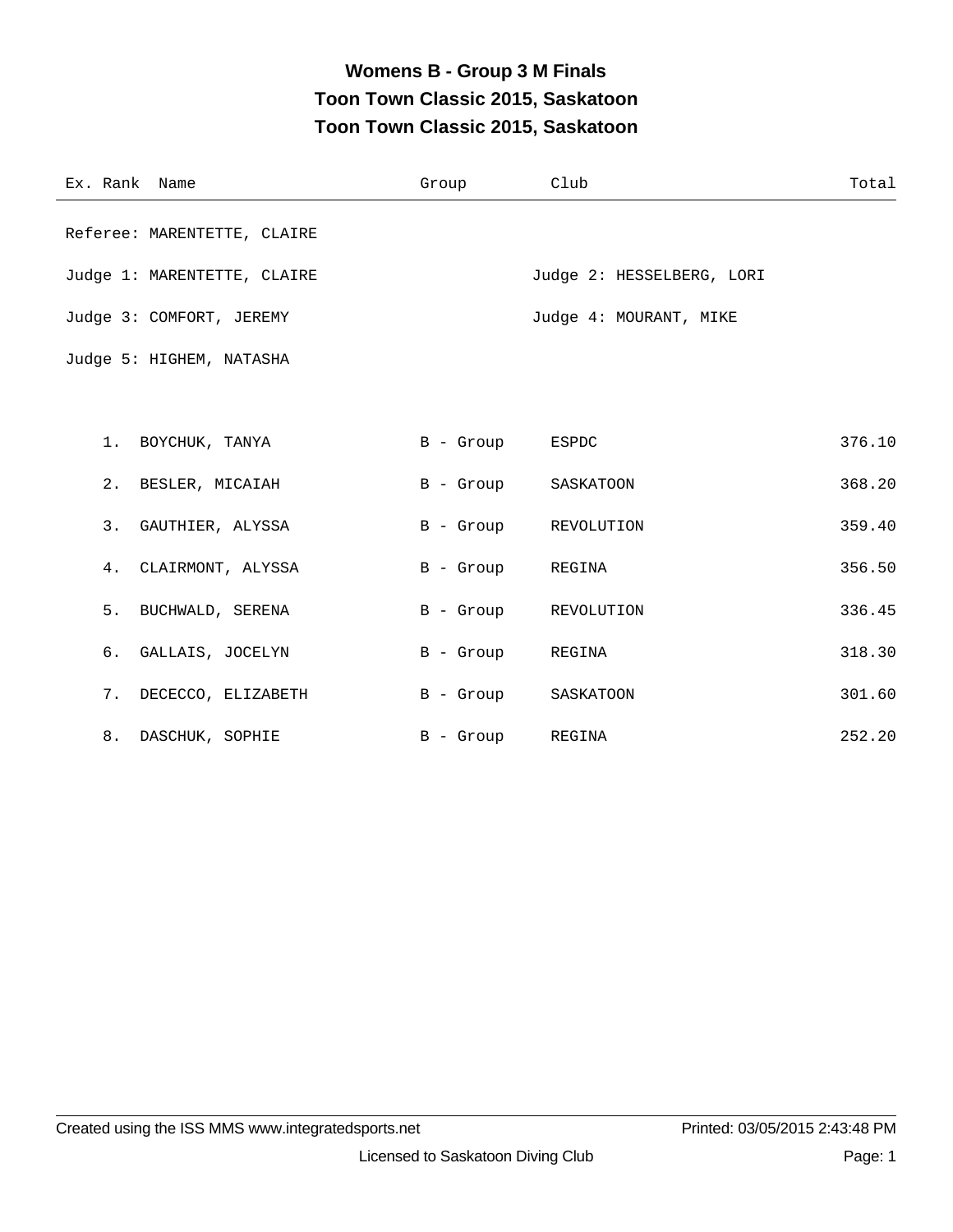# Womens B - Group 3 M Finals

## Toon Town Classic 2015, Saskatoon

## Toon Town Classic 2015, Saskatoon

| Ex. Rank | Name | Group | Club | Total |
|---|---|---|---|---|

Referee: MARENTETTE, CLAIRE

Judge 1: MARENTETTE, CLAIRE

Judge 2: HESSELBERG, LORI

Judge 3: COMFORT, JEREMY

Judge 4: MOURANT, MIKE

Judge 5: HIGHEM, NATASHA

| Ex. Rank | Name | Group | Club | Total |
|---|---|---|---|---|
| 1. | BOYCHUK, TANYA | B - Group | ESPDC | 376.10 |
| 2. | BESLER, MICAIAH | B - Group | SASKATOON | 368.20 |
| 3. | GAUTHIER, ALYSSA | B - Group | REVOLUTION | 359.40 |
| 4. | CLAIRMONT, ALYSSA | B - Group | REGINA | 356.50 |
| 5. | BUCHWALD, SERENA | B - Group | REVOLUTION | 336.45 |
| 6. | GALLAIS, JOCELYN | B - Group | REGINA | 318.30 |
| 7. | DECECCO, ELIZABETH | B - Group | SASKATOON | 301.60 |
| 8. | DASCHUK, SOPHIE | B - Group | REGINA | 252.20 |

Created using the ISS MMS www.integratedsports.net

Printed: 03/05/2015 2:43:48 PM

Licensed to Saskatoon Diving Club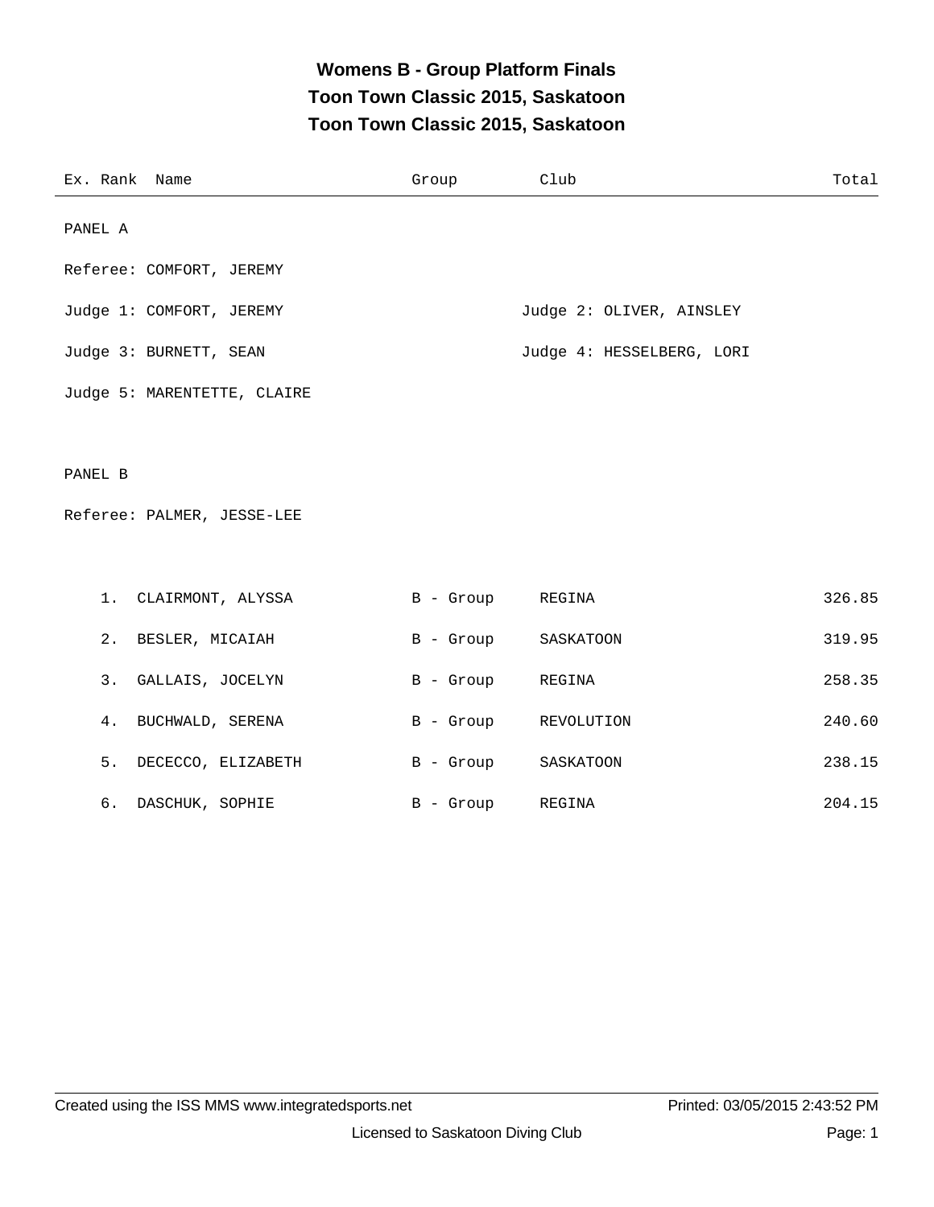# Womens B - Group Platform Finals
## Toon Town Classic 2015, Saskatoon
## Toon Town Classic 2015, Saskatoon

| Ex. | Rank | Name | Group | Club | Total |
|---|---|---|---|---|---|

PANEL A

Referee: COMFORT, JEREMY

Judge 1: COMFORT, JEREMY

Judge 2: OLIVER, AINSLEY

Judge 3: BURNETT, SEAN

Judge 4: HESSELBERG, LORI

Judge 5: MARENTETTE, CLAIRE

PANEL B

Referee: PALMER, JESSE-LEE

| Ex. | Rank | Name | Group | Club | Total |
|---|---|---|---|---|---|
| | 1. | CLAIRMONT, ALYSSA | B - Group | REGINA | 326.85 |
| | 2. | BESLER, MICAIAH | B - Group | SASKATOON | 319.95 |
| | 3. | GALLAIS, JOCELYN | B - Group | REGINA | 258.35 |
| | 4. | BUCHWALD, SERENA | B - Group | REVOLUTION | 240.60 |
| | 5. | DECECCO, ELIZABETH | B - Group | SASKATOON | 238.15 |
| | 6. | DASCHUK, SOPHIE | B - Group | REGINA | 204.15 |

Created using the ISS MMS www.integratedsports.net

Printed: 03/05/2015 2:43:52 PM

Licensed to Saskatoon Diving Club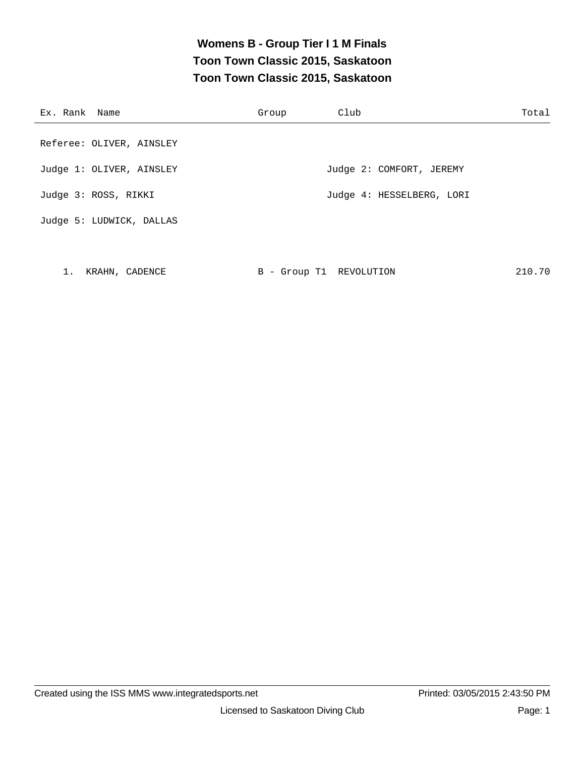# Womens B - Group Tier I 1 M Finals
## Toon Town Classic 2015, Saskatoon
## Toon Town Classic 2015, Saskatoon

| Ex. Rank | Name | Group | Club | Total |
|---|---|---|---|---|

Referee: OLIVER, AINSLEY

Judge 1: OLIVER, AINSLEY

Judge 2: COMFORT, JEREMY

Judge 3: ROSS, RIKKI

Judge 4: HESSELBERG, LORI

Judge 5: LUDWICK, DALLAS

| Ex. Rank | Name | Group | Club | Total |
|---|---|---|---|---|
| 1. | KRAHN, CADENCE | B - Group T1 | REVOLUTION | 210.70 |

Created using the ISS MMS www.integratedsports.net

Printed: 03/05/2015 2:43:50 PM

Licensed to Saskatoon Diving Club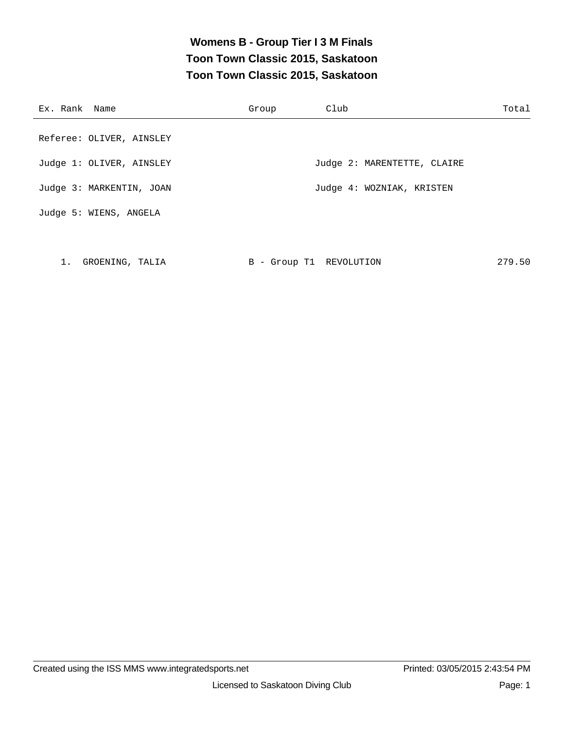# Womens B - Group Tier I 3 M Finals
## Toon Town Classic 2015, Saskatoon
## Toon Town Classic 2015, Saskatoon

| Ex. Rank | Name | Group | Club | Total |
|---|---|---|---|---|

Referee: OLIVER, AINSLEY

Judge 1: OLIVER, AINSLEY

Judge 2: MARENTETTE, CLAIRE

Judge 3: MARKENTIN, JOAN

Judge 4: WOZNIAK, KRISTEN

Judge 5: WIENS, ANGELA

| Ex. Rank | Name | Group | Club | Total |
|---|---|---|---|---|
| 1. | GROENING, TALIA | B - Group T1 | REVOLUTION | 279.50 |

Created using the ISS MMS www.integratedsports.net

Printed: 03/05/2015 2:43:54 PM

Licensed to Saskatoon Diving Club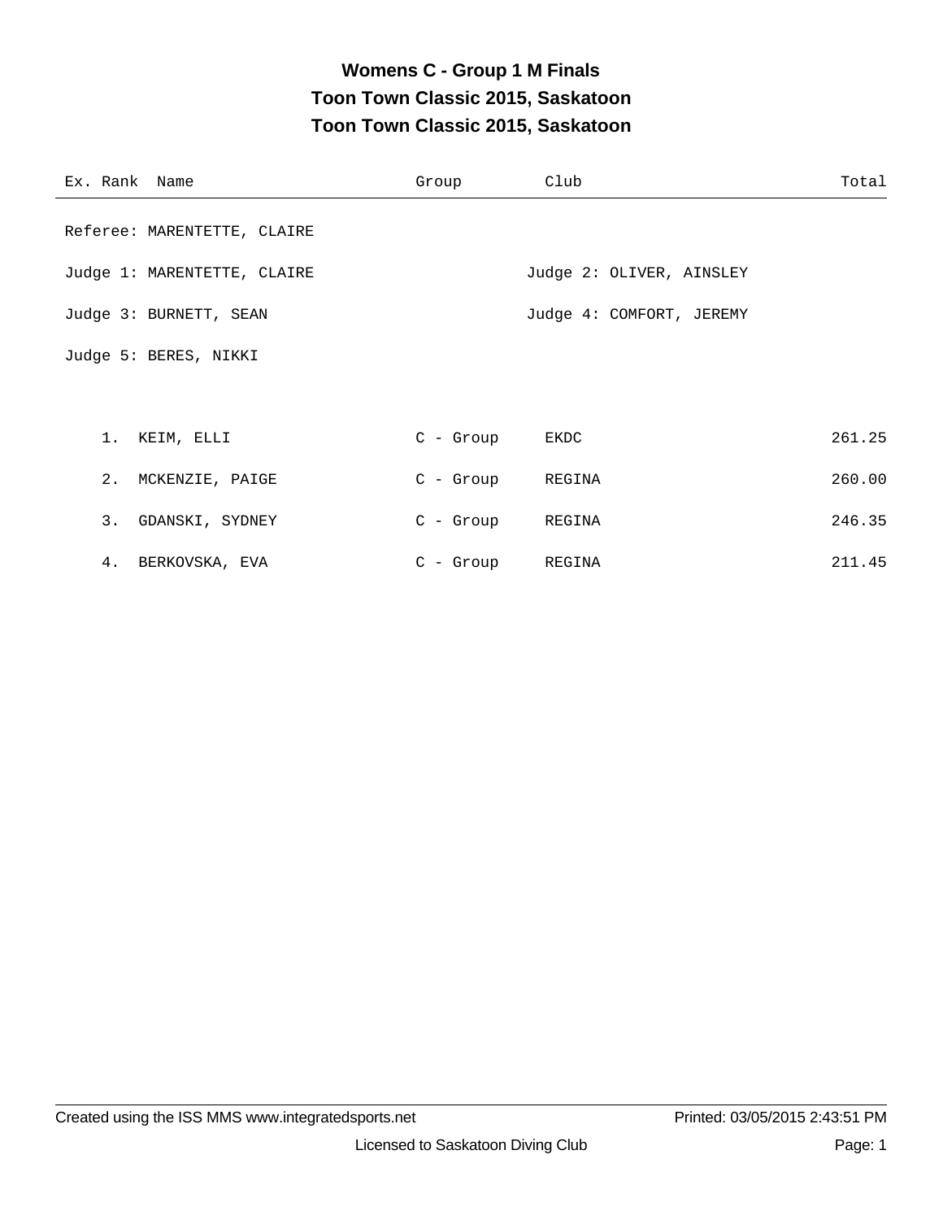# Womens C - Group 1 M Finals
## Toon Town Classic 2015, Saskatoon
## Toon Town Classic 2015, Saskatoon

| Ex. | Rank | Name | Group | Club | Total |
|---|---|---|---|---|---|

Referee: MARENTETTE, CLAIRE

Judge 1: MARENTETTE, CLAIRE

Judge 2: OLIVER, AINSLEY

Judge 3: BURNETT, SEAN

Judge 4: COMFORT, JEREMY

Judge 5: BERES, NIKKI

| Ex. | Rank | Name | Group | Club | Total |
|---|---|---|---|---|---|
| | 1. | KEIM, ELLI | C - Group | EKDC | 261.25 |
| | 2. | MCKENZIE, PAIGE | C - Group | REGINA | 260.00 |
| | 3. | GDANSKI, SYDNEY | C - Group | REGINA | 246.35 |
| | 4. | BERKOVSKA, EVA | C - Group | REGINA | 211.45 |

Created using the ISS MMS www.integratedsports.net

Printed: 03/05/2015 2:43:51 PM

Licensed to Saskatoon Diving Club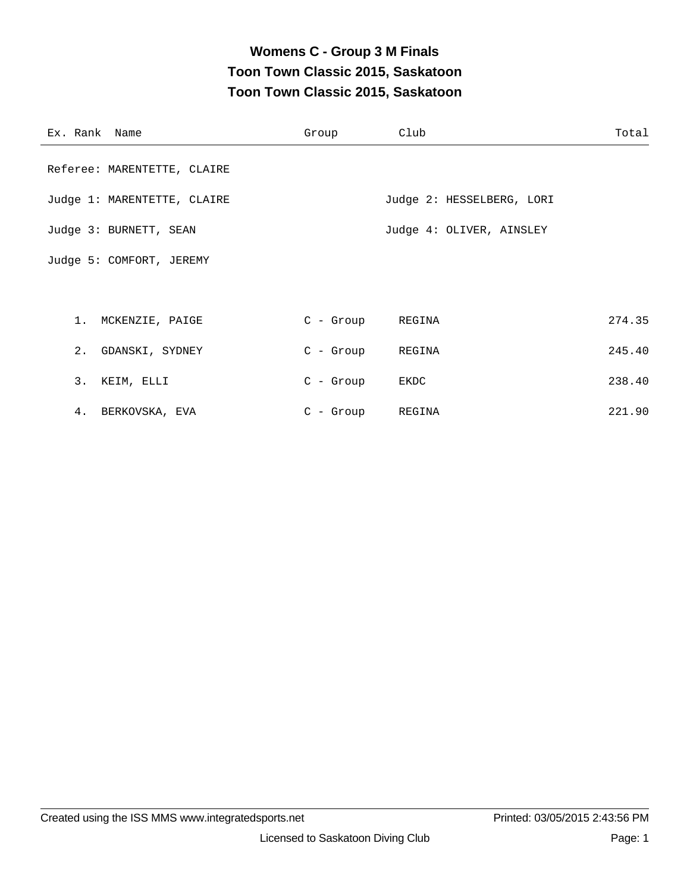# Womens C - Group 3 M Finals

## Toon Town Classic 2015, Saskatoon

## Toon Town Classic 2015, Saskatoon

| Ex. Rank | Name | Group | Club | Total |
|---|---|---|---|---|

Referee: MARENTETTE, CLAIRE

Judge 1: MARENTETTE, CLAIRE

Judge 2: HESSELBERG, LORI

Judge 3: BURNETT, SEAN

Judge 4: OLIVER, AINSLEY

Judge 5: COMFORT, JEREMY

| Ex. Rank | Name | Group | Club | Total |
|---|---|---|---|---|
| 1. | MCKENZIE, PAIGE | C - Group | REGINA | 274.35 |
| 2. | GDANSKI, SYDNEY | C - Group | REGINA | 245.40 |
| 3. | KEIM, ELLI | C - Group | EKDC | 238.40 |
| 4. | BERKOVSKA, EVA | C - Group | REGINA | 221.90 |

Created using the ISS MMS www.integratedsports.net

Printed: 03/05/2015 2:43:56 PM

Licensed to Saskatoon Diving Club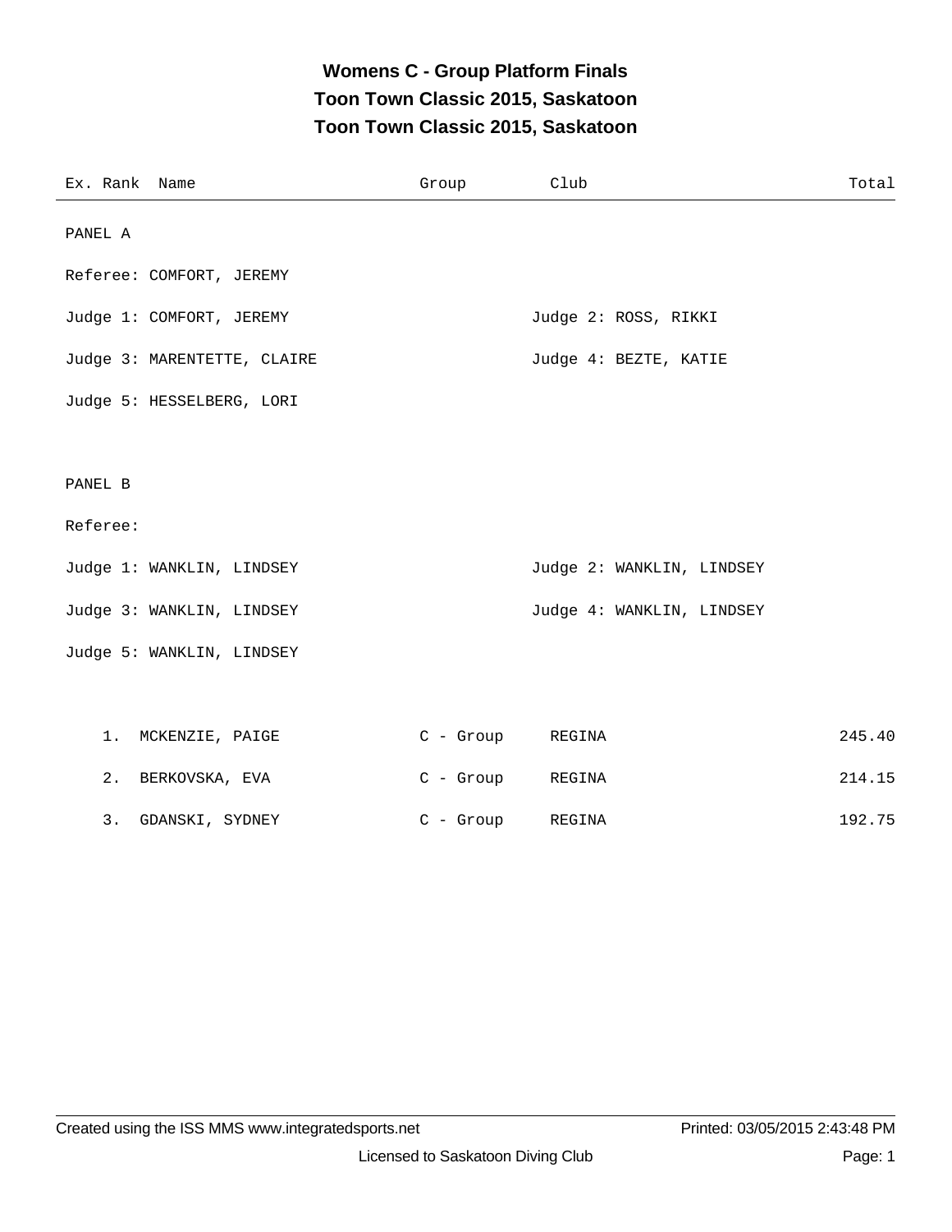# Womens C - Group Platform Finals
## Toon Town Classic 2015, Saskatoon
## Toon Town Classic 2015, Saskatoon

| Ex. | Rank | Name | Group | Club | Total |
|---|---|---|---|---|---|

PANEL A

Referee: COMFORT, JEREMY

Judge 1: COMFORT, JEREMY

Judge 2: ROSS, RIKKI

Judge 3: MARENTETTE, CLAIRE

Judge 4: BEZTE, KATIE

Judge 5: HESSELBERG, LORI

PANEL B

Referee:

Judge 1: WANKLIN, LINDSEY

Judge 2: WANKLIN, LINDSEY

Judge 3: WANKLIN, LINDSEY

Judge 4: WANKLIN, LINDSEY

Judge 5: WANKLIN, LINDSEY

| Ex. | Rank | Name | Group | Club | Total |
|---|---|---|---|---|---|
| | 1. | MCKENZIE, PAIGE | C - Group | REGINA | 245.40 |
| | 2. | BERKOVSKA, EVA | C - Group | REGINA | 214.15 |
| | 3. | GDANSKI, SYDNEY | C - Group | REGINA | 192.75 |

Created using the ISS MMS www.integratedsports.net

Printed: 03/05/2015 2:43:48 PM

Licensed to Saskatoon Diving Club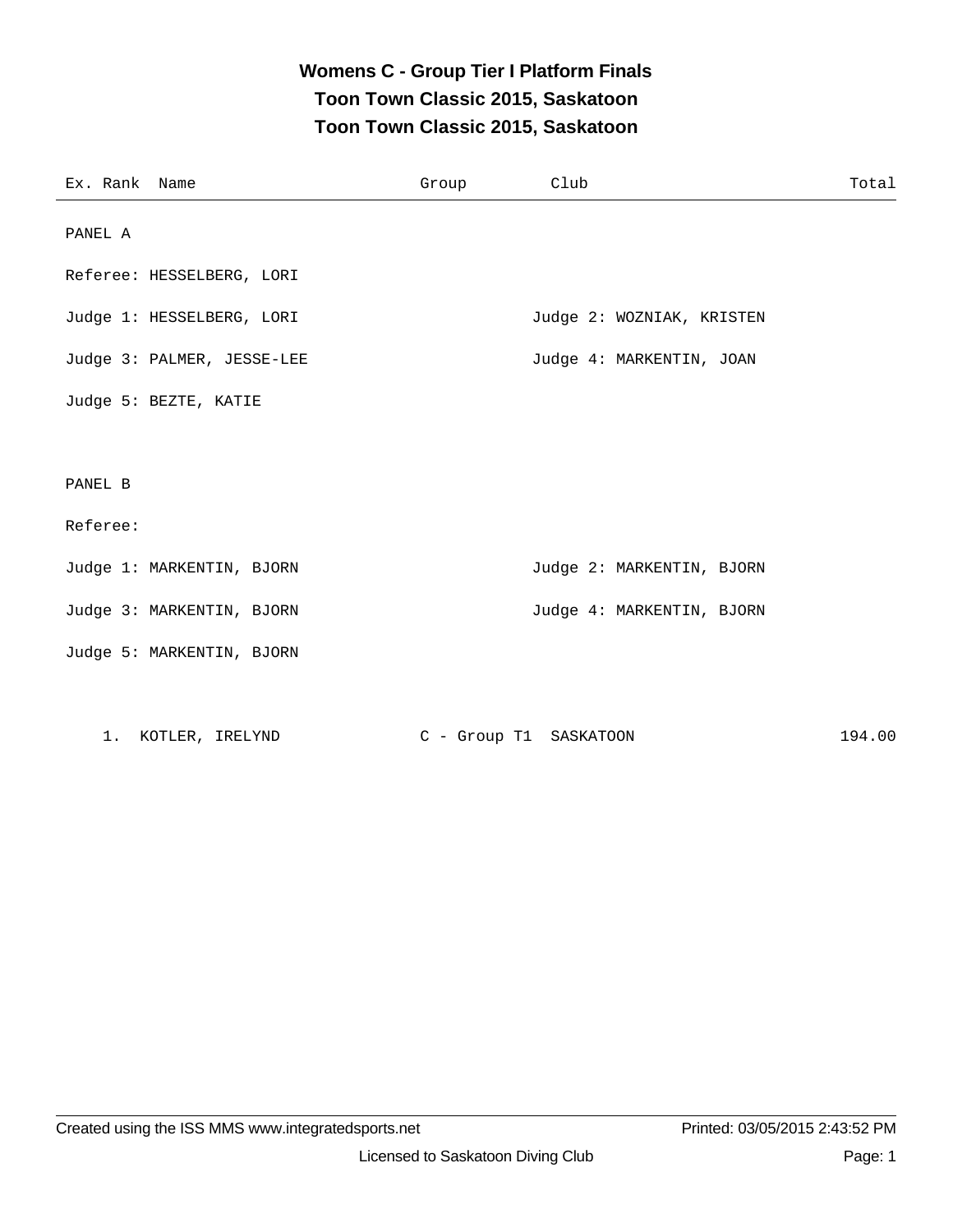# Womens C - Group Tier I Platform Finals
## Toon Town Classic 2015, Saskatoon
## Toon Town Classic 2015, Saskatoon

| Ex. Rank | Name | Group | Club | Total |
|---|---|---|---|---|

PANEL A

Referee: HESSELBERG, LORI

Judge 1: HESSELBERG, LORI
Judge 2: WOZNIAK, KRISTEN
Judge 3: PALMER, JESSE-LEE
Judge 4: MARKENTIN, JOAN
Judge 5: BEZTE, KATIE

PANEL B

Referee:

Judge 1: MARKENTIN, BJORN
Judge 2: MARKENTIN, BJORN
Judge 3: MARKENTIN, BJORN
Judge 4: MARKENTIN, BJORN
Judge 5: MARKENTIN, BJORN

| Ex. Rank | Name | Group | Club | Total |
|---|---|---|---|---|
| 1. | KOTLER, IRELYND | C - Group T1 | SASKATOON | 194.00 |

Created using the ISS MMS www.integratedsports.net

Printed: 03/05/2015 2:43:52 PM

Licensed to Saskatoon Diving Club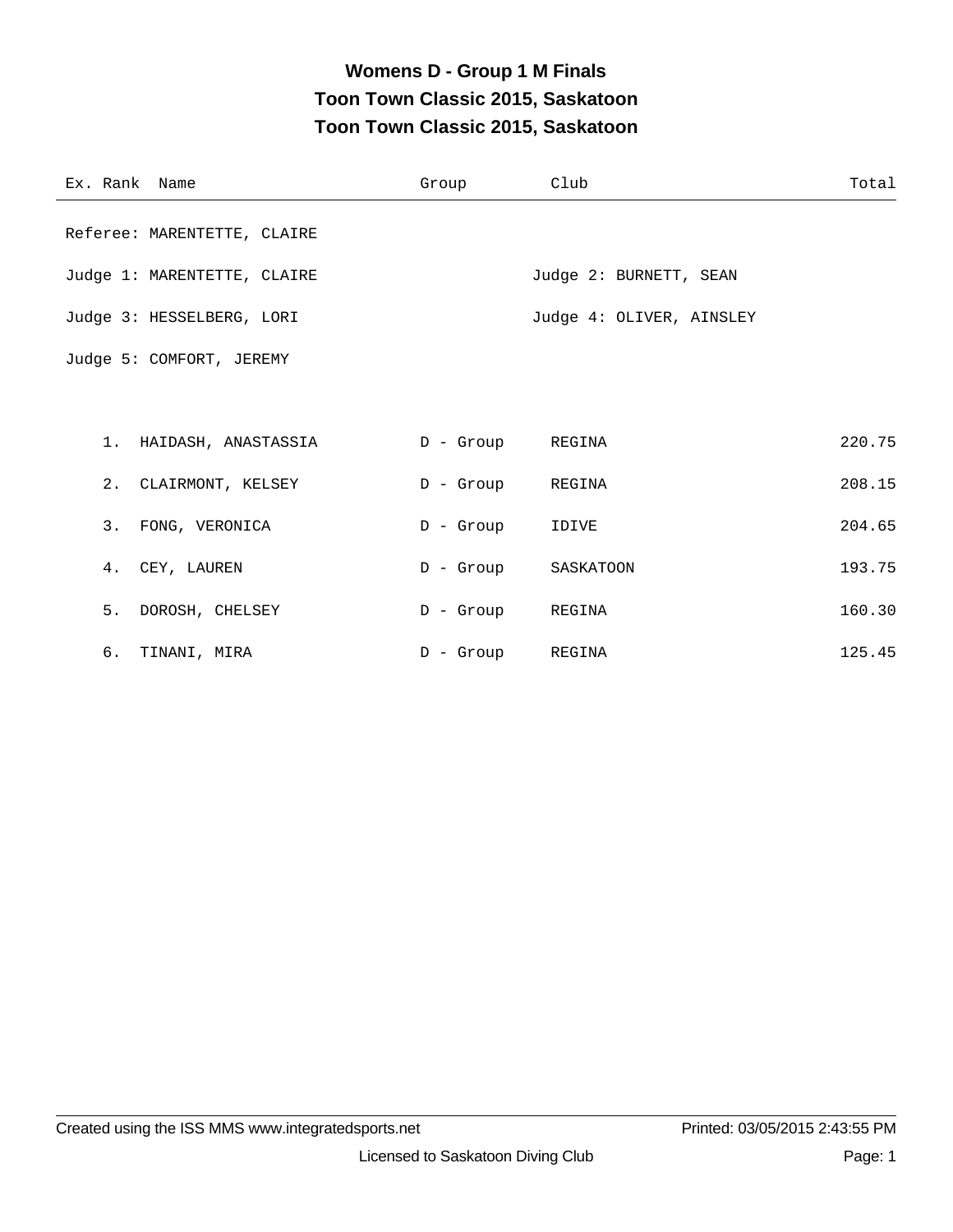# Womens D - Group 1 M Finals

## Toon Town Classic 2015, Saskatoon

## Toon Town Classic 2015, Saskatoon

| Ex. Rank | Name | Group | Club | Total |
|---|---|---|---|---|

Referee: MARENTETTE, CLAIRE

Judge 1: MARENTETTE, CLAIRE
Judge 2: BURNETT, SEAN

Judge 3: HESSELBERG, LORI
Judge 4: OLIVER, AINSLEY

Judge 5: COMFORT, JEREMY

| Ex. Rank | Name | Group | Club | Total |
|---|---|---|---|---|
| 1. | HAIDASH, ANASTASSIA | D - Group | REGINA | 220.75 |
| 2. | CLAIRMONT, KELSEY | D - Group | REGINA | 208.15 |
| 3. | FONG, VERONICA | D - Group | IDIVE | 204.65 |
| 4. | CEY, LAUREN | D - Group | SASKATOON | 193.75 |
| 5. | DOROSH, CHELSEY | D - Group | REGINA | 160.30 |
| 6. | TINANI, MIRA | D - Group | REGINA | 125.45 |

Created using the ISS MMS www.integratedsports.net
Printed: 03/05/2015 2:43:55 PM

Licensed to Saskatoon Diving Club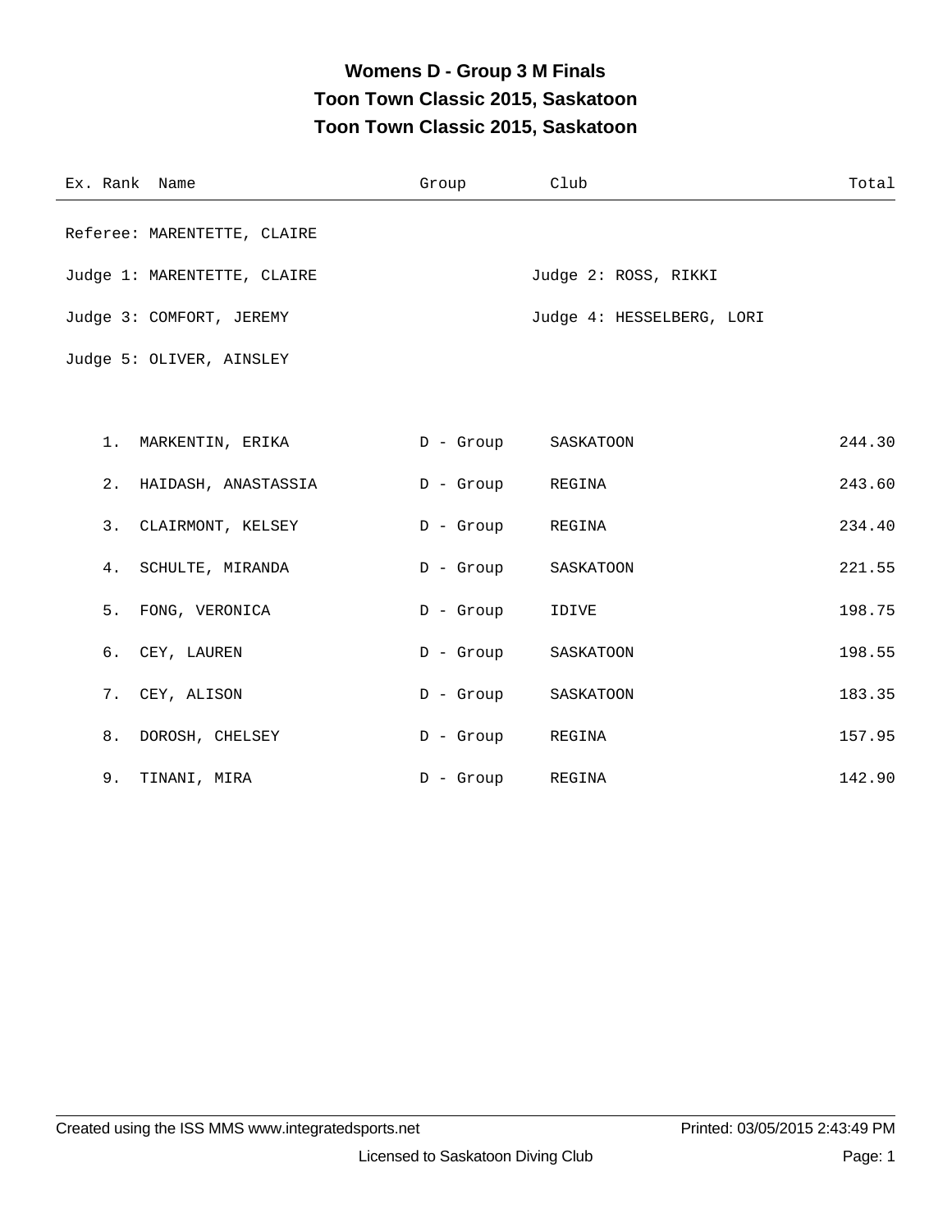# Womens D - Group 3 M Finals
## Toon Town Classic 2015, Saskatoon
## Toon Town Classic 2015, Saskatoon

Referee: MARENTETTE, CLAIRE

Judge 1: MARENTETTE, CLAIRE

Judge 2: ROSS, RIKKI

Judge 3: COMFORT, JEREMY

Judge 4: HESSELBERG, LORI

Judge 5: OLIVER, AINSLEY

| Ex. | Rank | Name | Group | Club | Total |
|---|---|---|---|---|---|
| | 1. | MARKENTIN, ERIKA | D - Group | SASKATOON | 244.30 |
| | 2. | HAIDASH, ANASTASSIA | D - Group | REGINA | 243.60 |
| | 3. | CLAIRMONT, KELSEY | D - Group | REGINA | 234.40 |
| | 4. | SCHULTE, MIRANDA | D - Group | SASKATOON | 221.55 |
| | 5. | FONG, VERONICA | D - Group | IDIVE | 198.75 |
| | 6. | CEY, LAUREN | D - Group | SASKATOON | 198.55 |
| | 7. | CEY, ALISON | D - Group | SASKATOON | 183.35 |
| | 8. | DOROSH, CHELSEY | D - Group | REGINA | 157.95 |
| | 9. | TINANI, MIRA | D - Group | REGINA | 142.90 |

Created using the ISS MMS www.integratedsports.net

Printed: 03/05/2015 2:43:49 PM

Licensed to Saskatoon Diving Club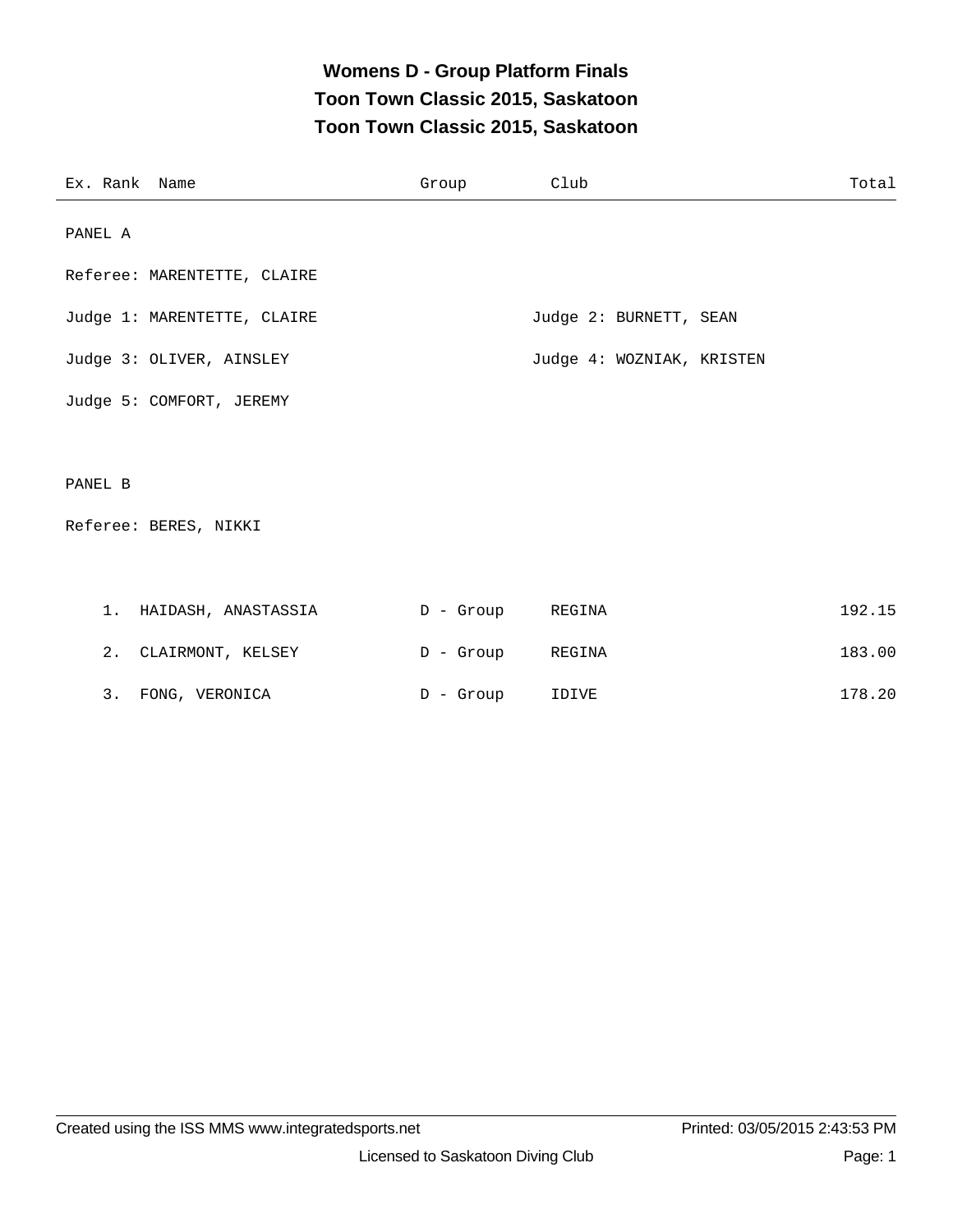# Womens D - Group Platform Finals
## Toon Town Classic 2015, Saskatoon
## Toon Town Classic 2015, Saskatoon

| Ex. | Rank | Name | Group | Club | Total |
|---|---|---|---|---|---|

PANEL A

Referee: MARENTETTE, CLAIRE

Judge 1: MARENTETTE, CLAIRE

Judge 2: BURNETT, SEAN

Judge 3: OLIVER, AINSLEY

Judge 4: WOZNIAK, KRISTEN

Judge 5: COMFORT, JEREMY

PANEL B

Referee: BERES, NIKKI

| Ex. | Rank | Name | Group | Club | Total |
|---|---|---|---|---|---|
| | 1. | HAIDASH, ANASTASSIA | D - Group | REGINA | 192.15 |
| | 2. | CLAIRMONT, KELSEY | D - Group | REGINA | 183.00 |
| | 3. | FONG, VERONICA | D - Group | IDIVE | 178.20 |

Created using the ISS MMS www.integratedsports.net

Printed: 03/05/2015 2:43:53 PM

Licensed to Saskatoon Diving Club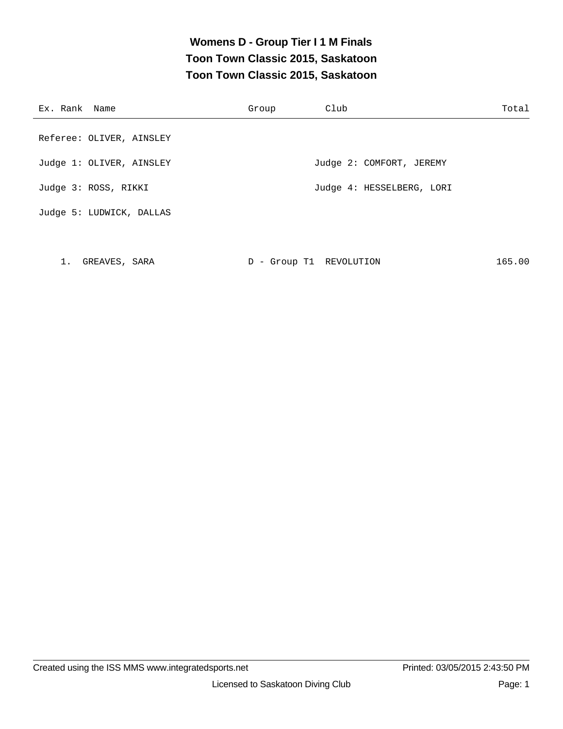# Womens D - Group Tier I 1 M Finals
## Toon Town Classic 2015, Saskatoon
## Toon Town Classic 2015, Saskatoon

| Ex. Rank | Name | Group | Club | Total |
|---|---|---|---|---|

Referee: OLIVER, AINSLEY

Judge 1: OLIVER, AINSLEY    Judge 2: COMFORT, JEREMY

Judge 3: ROSS, RIKKI    Judge 4: HESSELBERG, LORI

Judge 5: LUDWICK, DALLAS

| Ex. Rank | Name | Group | Club | Total |
|---|---|---|---|---|
| 1. | GREAVES, SARA | D - Group T1 | REVOLUTION | 165.00 |

Created using the ISS MMS www.integratedsports.net    Printed: 03/05/2015 2:43:50 PM

Licensed to Saskatoon Diving Club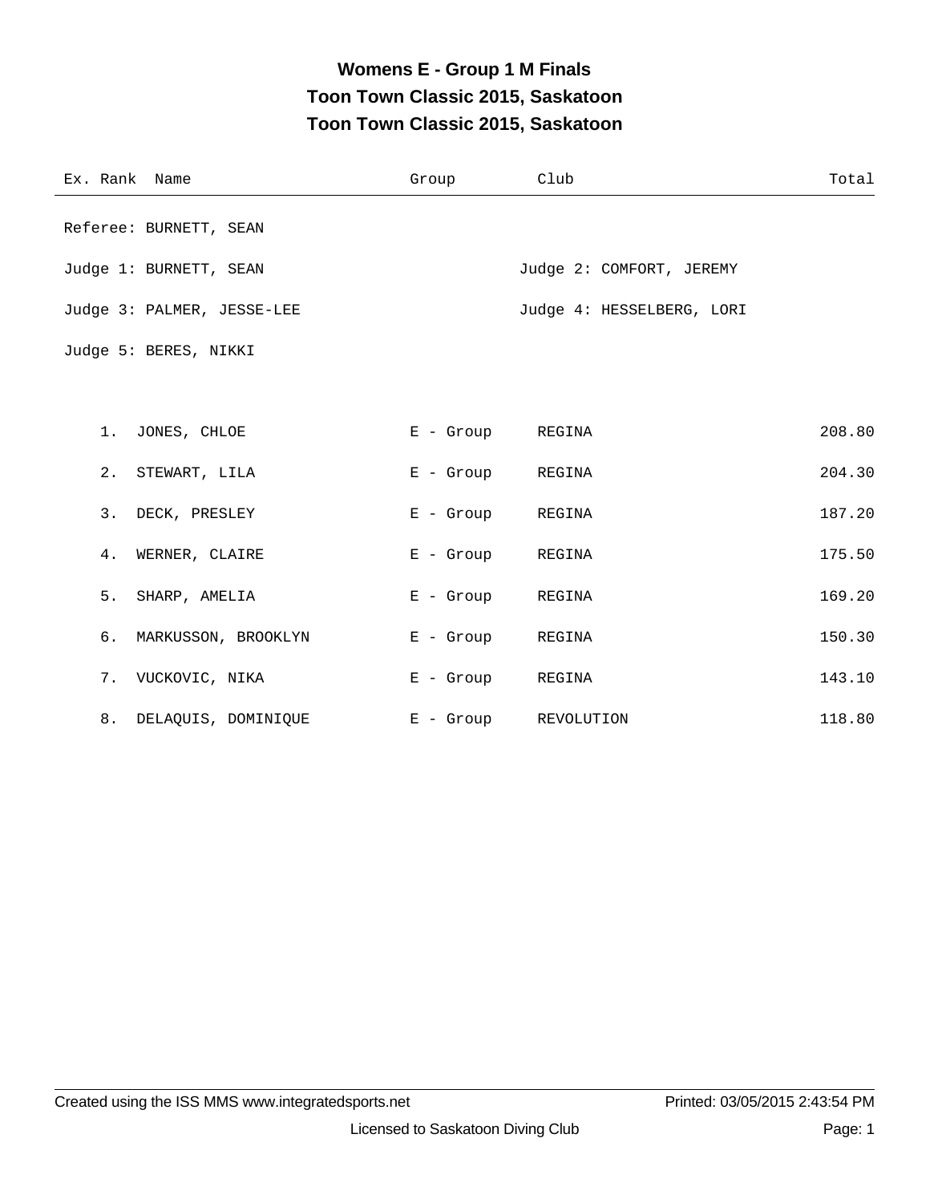# Womens E - Group 1 M Finals
## Toon Town Classic 2015, Saskatoon
## Toon Town Classic 2015, Saskatoon

Referee: BURNETT, SEAN

Judge 1: BURNETT, SEAN

Judge 2: COMFORT, JEREMY

Judge 3: PALMER, JESSE-LEE

Judge 4: HESSELBERG, LORI

Judge 5: BERES, NIKKI

| Ex. | Rank | Name | Group | Club | Total |
|---|---|---|---|---|---|
| | 1. | JONES, CHLOE | E - Group | REGINA | 208.80 |
| | 2. | STEWART, LILA | E - Group | REGINA | 204.30 |
| | 3. | DECK, PRESLEY | E - Group | REGINA | 187.20 |
| | 4. | WERNER, CLAIRE | E - Group | REGINA | 175.50 |
| | 5. | SHARP, AMELIA | E - Group | REGINA | 169.20 |
| | 6. | MARKUSSON, BROOKLYN | E - Group | REGINA | 150.30 |
| | 7. | VUCKOVIC, NIKA | E - Group | REGINA | 143.10 |
| | 8. | DELAQUIS, DOMINIQUE | E - Group | REVOLUTION | 118.80 |

Created using the ISS MMS www.integratedsports.net

Printed: 03/05/2015 2:43:54 PM

Licensed to Saskatoon Diving Club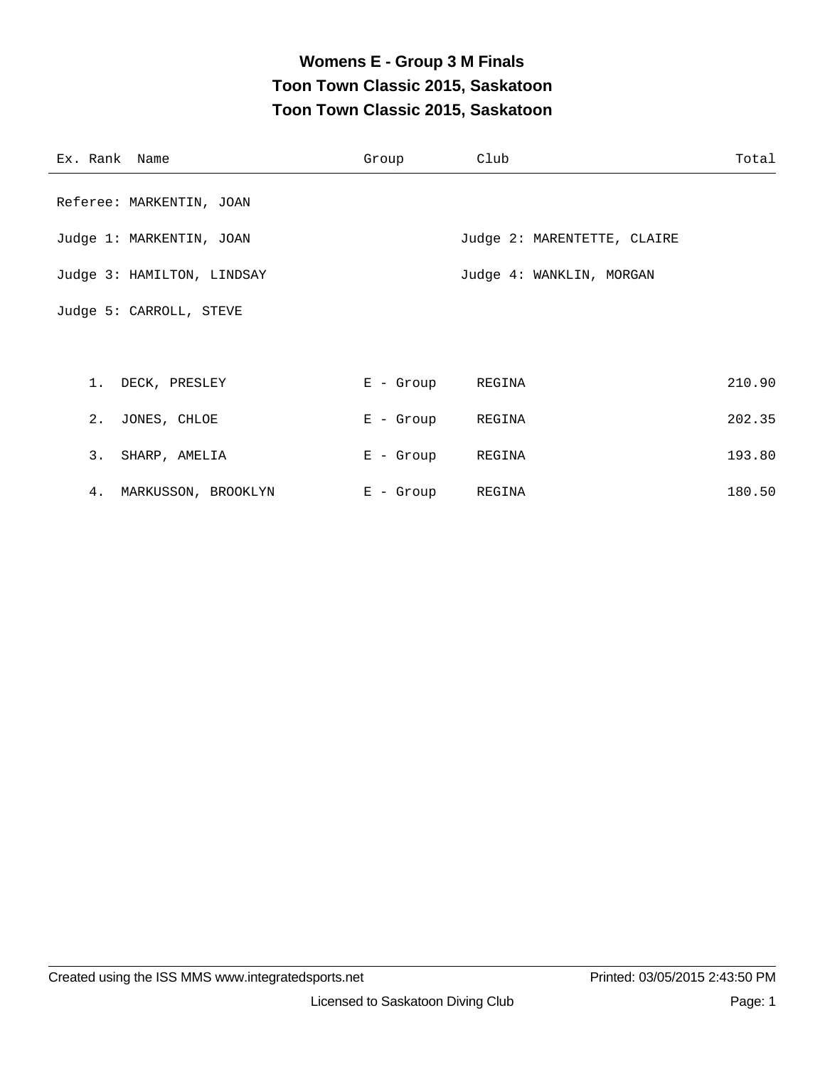# Womens E - Group 3 M Finals

## Toon Town Classic 2015, Saskatoon

## Toon Town Classic 2015, Saskatoon

| Ex. | Rank | Name | Group | Club | Total |
|---|---|---|---|---|---|

Referee: MARKENTIN, JOAN

Judge 1: MARKENTIN, JOAN

Judge 2: MARENTETTE, CLAIRE

Judge 3: HAMILTON, LINDSAY

Judge 4: WANKLIN, MORGAN

Judge 5: CARROLL, STEVE

| Ex. | Rank | Name | Group | Club | Total |
|---|---|---|---|---|---|
| | 1. | DECK, PRESLEY | E - Group | REGINA | 210.90 |
| | 2. | JONES, CHLOE | E - Group | REGINA | 202.35 |
| | 3. | SHARP, AMELIA | E - Group | REGINA | 193.80 |
| | 4. | MARKUSSON, BROOKLYN | E - Group | REGINA | 180.50 |

Created using the ISS MMS www.integratedsports.net

Printed: 03/05/2015 2:43:50 PM

Licensed to Saskatoon Diving Club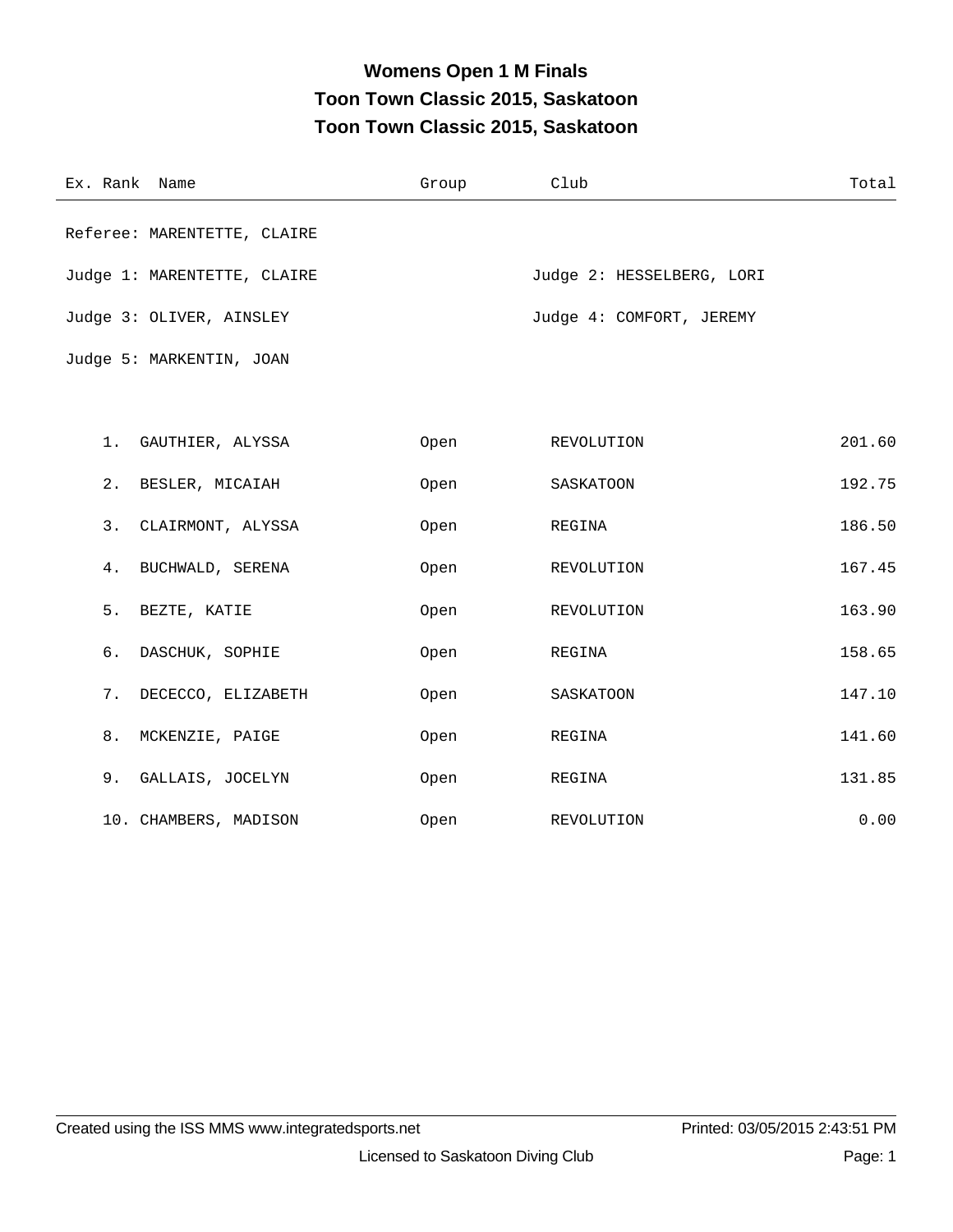# Womens Open 1 M Finals
## Toon Town Classic 2015, Saskatoon
## Toon Town Classic 2015, Saskatoon

Referee: MARENTETTE, CLAIRE

Judge 1: MARENTETTE, CLAIRE

Judge 2: HESSELBERG, LORI

Judge 3: OLIVER, AINSLEY

Judge 4: COMFORT, JEREMY

Judge 5: MARKENTIN, JOAN

| Ex. | Rank | Name | Group | Club | Total |
|---|---|---|---|---|---|
| | 1. | GAUTHIER, ALYSSA | Open | REVOLUTION | 201.60 |
| | 2. | BESLER, MICAIAH | Open | SASKATOON | 192.75 |
| | 3. | CLAIRMONT, ALYSSA | Open | REGINA | 186.50 |
| | 4. | BUCHWALD, SERENA | Open | REVOLUTION | 167.45 |
| | 5. | BEZTE, KATIE | Open | REVOLUTION | 163.90 |
| | 6. | DASCHUK, SOPHIE | Open | REGINA | 158.65 |
| | 7. | DECECCO, ELIZABETH | Open | SASKATOON | 147.10 |
| | 8. | MCKENZIE, PAIGE | Open | REGINA | 141.60 |
| | 9. | GALLAIS, JOCELYN | Open | REGINA | 131.85 |
| | 10. | CHAMBERS, MADISON | Open | REVOLUTION | 0.00 |

Created using the ISS MMS www.integratedsports.net

Printed: 03/05/2015 2:43:51 PM

Licensed to Saskatoon Diving Club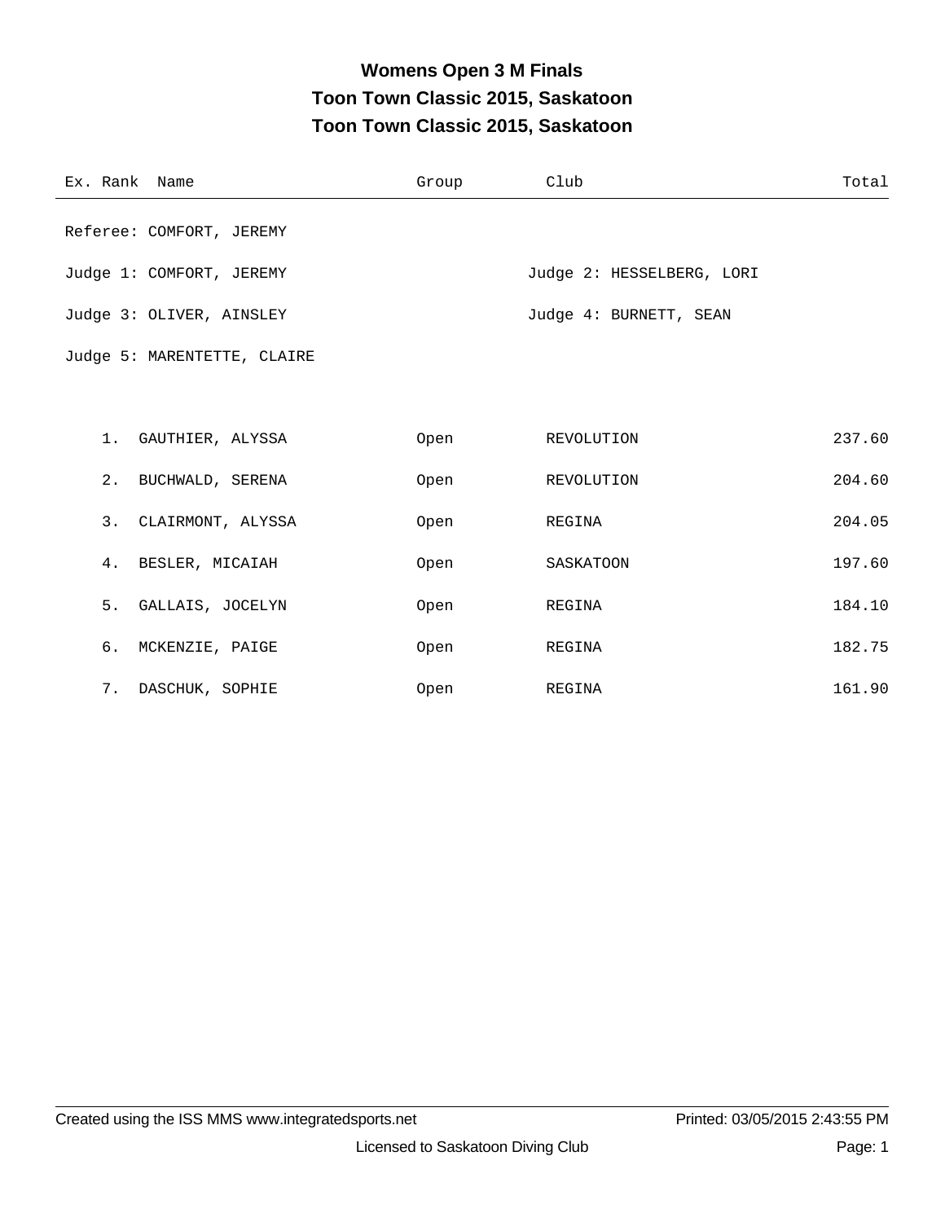# Womens Open 3 M Finals

## Toon Town Classic 2015, Saskatoon

## Toon Town Classic 2015, Saskatoon

Referee: COMFORT, JEREMY

Judge 1: COMFORT, JEREMY

Judge 2: HESSELBERG, LORI

Judge 3: OLIVER, AINSLEY

Judge 4: BURNETT, SEAN

Judge 5: MARENTETTE, CLAIRE

| Ex. | Rank | Name | Group | Club | Total |
|---|---|---|---|---|---|
| | 1. | GAUTHIER, ALYSSA | Open | REVOLUTION | 237.60 |
| | 2. | BUCHWALD, SERENA | Open | REVOLUTION | 204.60 |
| | 3. | CLAIRMONT, ALYSSA | Open | REGINA | 204.05 |
| | 4. | BESLER, MICAIAH | Open | SASKATOON | 197.60 |
| | 5. | GALLAIS, JOCELYN | Open | REGINA | 184.10 |
| | 6. | MCKENZIE, PAIGE | Open | REGINA | 182.75 |
| | 7. | DASCHUK, SOPHIE | Open | REGINA | 161.90 |

Created using the ISS MMS www.integratedsports.net

Printed: 03/05/2015 2:43:55 PM

Licensed to Saskatoon Diving Club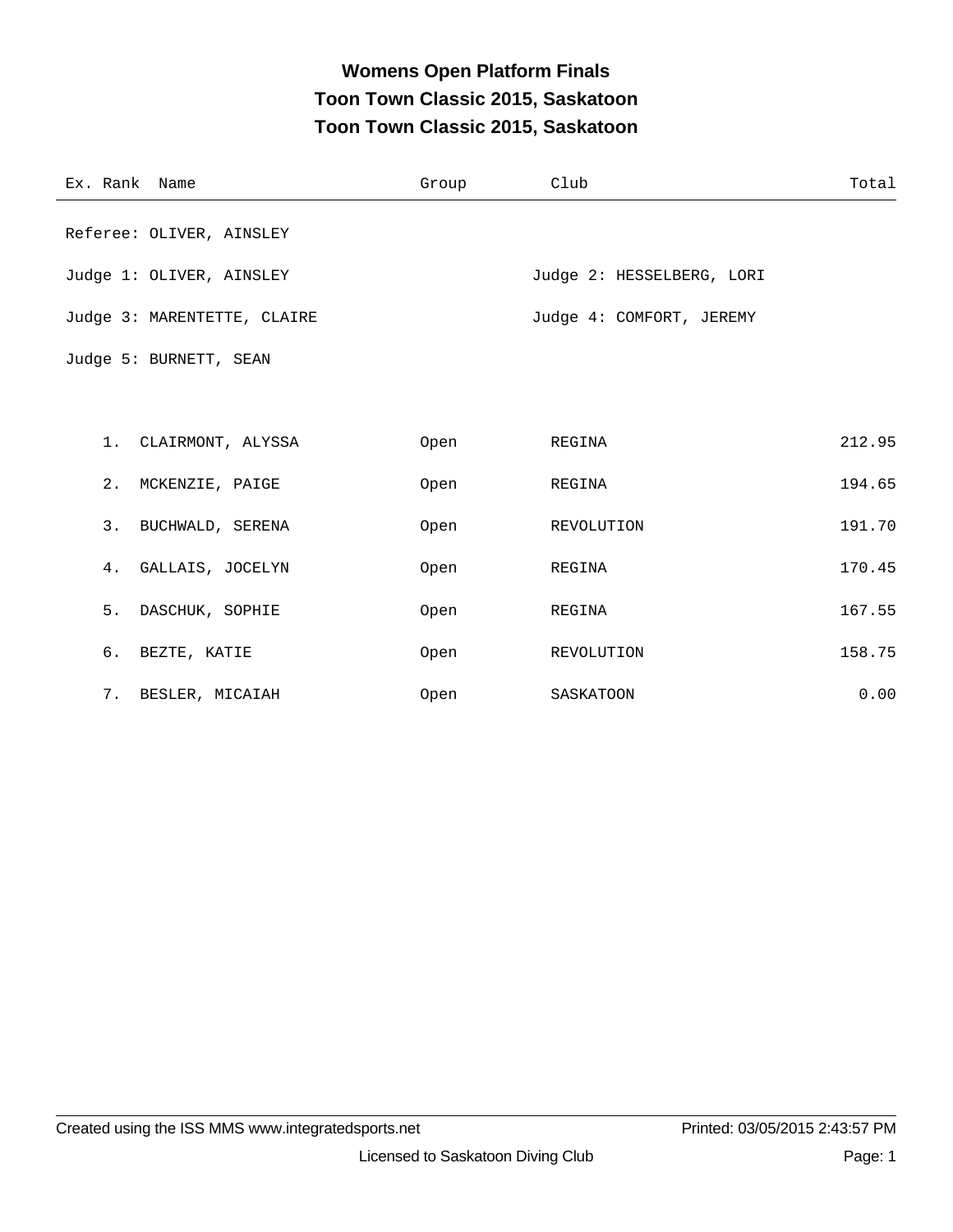# Womens Open Platform Finals
## Toon Town Classic 2015, Saskatoon
## Toon Town Classic 2015, Saskatoon

| Ex. Rank | Name | Group | Club | Total |
|---|---|---|---|---|

Referee: OLIVER, AINSLEY

Judge 1: OLIVER, AINSLEY

Judge 2: HESSELBERG, LORI

Judge 3: MARENTETTE, CLAIRE

Judge 4: COMFORT, JEREMY

Judge 5: BURNETT, SEAN

| Ex. Rank | Name | Group | Club | Total |
|---|---|---|---|---|
| 1. | CLAIRMONT, ALYSSA | Open | REGINA | 212.95 |
| 2. | MCKENZIE, PAIGE | Open | REGINA | 194.65 |
| 3. | BUCHWALD, SERENA | Open | REVOLUTION | 191.70 |
| 4. | GALLAIS, JOCELYN | Open | REGINA | 170.45 |
| 5. | DASCHUK, SOPHIE | Open | REGINA | 167.55 |
| 6. | BEZTE, KATIE | Open | REVOLUTION | 158.75 |
| 7. | BESLER, MICAIAH | Open | SASKATOON | 0.00 |

Created using the ISS MMS www.integratedsports.net

Printed: 03/05/2015 2:43:57 PM

Licensed to Saskatoon Diving Club